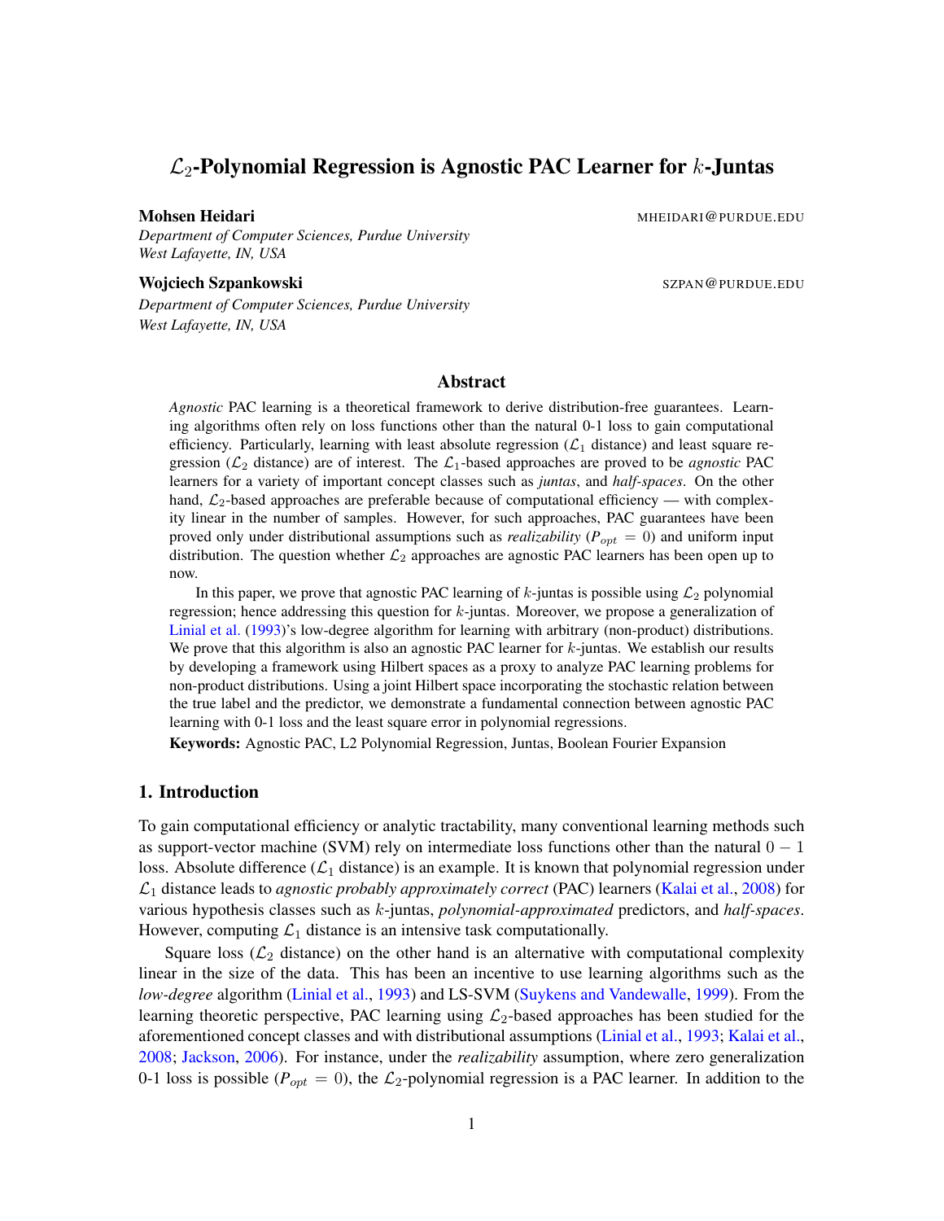# $\mathcal{L}_2$-Polynomial Regression is Agnostic PAC Learner for $k$-Juntas

**Mohsen Heidari** MHEIDARI@PURDUE.EDU

*Department of Computer Sciences, Purdue University*
*West Lafayette, IN, USA*

**Wojciech Szpankowski** SZPAN@PURDUE.EDU

*Department of Computer Sciences, Purdue University*
*West Lafayette, IN, USA*

## Abstract

*Agnostic* PAC learning is a theoretical framework to derive distribution-free guarantees. Learning algorithms often rely on loss functions other than the natural 0-1 loss to gain computational efficiency. Particularly, learning with least absolute regression ($\mathcal{L}_1$ distance) and least square regression ($\mathcal{L}_2$ distance) are of interest. The $\mathcal{L}_1$-based approaches are proved to be *agnostic* PAC learners for a variety of important concept classes such as *juntas*, and *half-spaces*. On the other hand, $\mathcal{L}_2$-based approaches are preferable because of computational efficiency — with complexity linear in the number of samples. However, for such approaches, PAC guarantees have been proved only under distributional assumptions such as *realizability* ($P_{opt} = 0$) and uniform input distribution. The question whether $\mathcal{L}_2$ approaches are agnostic PAC learners has been open up to now.

In this paper, we prove that agnostic PAC learning of $k$-juntas is possible using $\mathcal{L}_2$ polynomial regression; hence addressing this question for $k$-juntas. Moreover, we propose a generalization of Linial et al. (1993)'s low-degree algorithm for learning with arbitrary (non-product) distributions. We prove that this algorithm is also an agnostic PAC learner for $k$-juntas. We establish our results by developing a framework using Hilbert spaces as a proxy to analyze PAC learning problems for non-product distributions. Using a joint Hilbert space incorporating the stochastic relation between the true label and the predictor, we demonstrate a fundamental connection between agnostic PAC learning with 0-1 loss and the least square error in polynomial regressions.

**Keywords:** Agnostic PAC, L2 Polynomial Regression, Juntas, Boolean Fourier Expansion

## 1. Introduction

To gain computational efficiency or analytic tractability, many conventional learning methods such as support-vector machine (SVM) rely on intermediate loss functions other than the natural $0-1$ loss. Absolute difference ($\mathcal{L}_1$ distance) is an example. It is known that polynomial regression under $\mathcal{L}_1$ distance leads to *agnostic probably approximately correct* (PAC) learners (Kalai et al., 2008) for various hypothesis classes such as $k$-juntas, *polynomial-approximated* predictors, and *half-spaces*. However, computing $\mathcal{L}_1$ distance is an intensive task computationally.

Square loss ($\mathcal{L}_2$ distance) on the other hand is an alternative with computational complexity linear in the size of the data. This has been an incentive to use learning algorithms such as the *low-degree* algorithm (Linial et al., 1993) and LS-SVM (Suykens and Vandewalle, 1999). From the learning theoretic perspective, PAC learning using $\mathcal{L}_2$-based approaches has been studied for the aforementioned concept classes and with distributional assumptions (Linial et al., 1993; Kalai et al., 2008; Jackson, 2006). For instance, under the *realizability* assumption, where zero generalization 0-1 loss is possible ($P_{opt} = 0$), the $\mathcal{L}_2$-polynomial regression is a PAC learner. In addition to the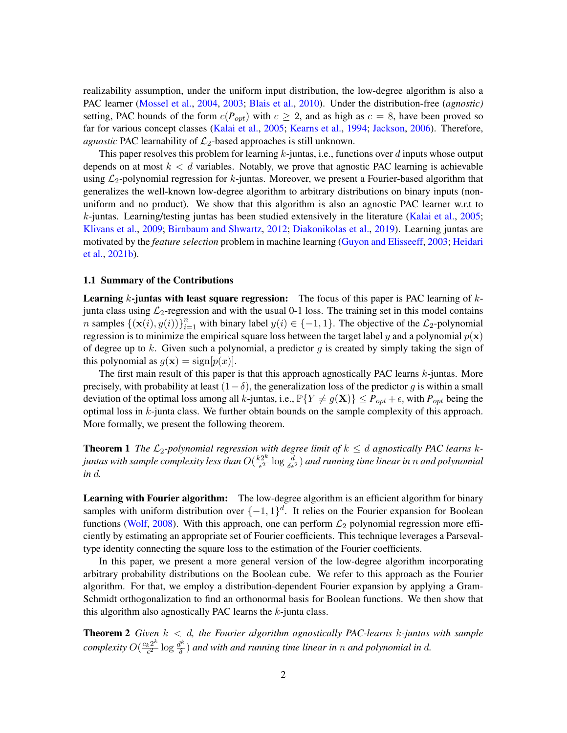realizability assumption, under the uniform input distribution, the low-degree algorithm is also a PAC learner (Mossel et al., 2004, 2003; Blais et al., 2010). Under the distribution-free (*agnostic)* setting, PAC bounds of the form $c(P_{opt})$ with $c \geq 2$, and as high as $c = 8$, have been proved so far for various concept classes (Kalai et al., 2005; Kearns et al., 1994; Jackson, 2006). Therefore, *agnostic* PAC learnability of $\mathcal{L}_2$-based approaches is still unknown.

This paper resolves this problem for learning $k$-juntas, i.e., functions over $d$ inputs whose output depends on at most $k < d$ variables. Notably, we prove that agnostic PAC learning is achievable using $\mathcal{L}_2$-polynomial regression for $k$-juntas. Moreover, we present a Fourier-based algorithm that generalizes the well-known low-degree algorithm to arbitrary distributions on binary inputs (non-uniform and no product). We show that this algorithm is also an agnostic PAC learner w.r.t to $k$-juntas. Learning/testing juntas has been studied extensively in the literature (Kalai et al., 2005; Klivans et al., 2009; Birnbaum and Shwartz, 2012; Diakonikolas et al., 2019). Learning juntas are motivated by the *feature selection* problem in machine learning (Guyon and Elisseeff, 2003; Heidari et al., 2021b).

### 1.1 Summary of the Contributions

**Learning $k$-juntas with least square regression:** The focus of this paper is PAC learning of $k$-junta class using $\mathcal{L}_2$-regression and with the usual 0-1 loss. The training set in this model contains $n$ samples $\{(\mathbf{x}(i), y(i))\}_{i=1}^n$ with binary label $y(i) \in \{-1, 1\}$. The objective of the $\mathcal{L}_2$-polynomial regression is to minimize the empirical square loss between the target label $y$ and a polynomial $p(\mathbf{x})$ of degree up to $k$. Given such a polynomial, a predictor $g$ is created by simply taking the sign of this polynomial as $g(\mathbf{x}) = \text{sign}[p(x)]$.

The first main result of this paper is that this approach agnostically PAC learns $k$-juntas. More precisely, with probability at least $(1-\delta)$, the generalization loss of the predictor $g$ is within a small deviation of the optimal loss among all $k$-juntas, i.e., $\mathbb{P}\{Y \neq g(\mathbf{X})\} \leq P_{opt} + \epsilon$, with $P_{opt}$ being the optimal loss in $k$-junta class. We further obtain bounds on the sample complexity of this approach. More formally, we present the following theorem.

**Theorem 1** *The $\mathcal{L}_2$-polynomial regression with degree limit of $k \leq d$ agnostically PAC learns $k$-juntas with sample complexity less than $O(\frac{k2^k}{\epsilon^2} \log \frac{d}{\delta\epsilon^2})$ and running time linear in $n$ and polynomial in $d$.*

**Learning with Fourier algorithm:** The low-degree algorithm is an efficient algorithm for binary samples with uniform distribution over $\{-1, 1\}^d$. It relies on the Fourier expansion for Boolean functions (Wolf, 2008). With this approach, one can perform $\mathcal{L}_2$ polynomial regression more efficiently by estimating an appropriate set of Fourier coefficients. This technique leverages a Parseval-type identity connecting the square loss to the estimation of the Fourier coefficients.

In this paper, we present a more general version of the low-degree algorithm incorporating arbitrary probability distributions on the Boolean cube. We refer to this approach as the Fourier algorithm. For that, we employ a distribution-dependent Fourier expansion by applying a Gram-Schmidt orthogonalization to find an orthonormal basis for Boolean functions. We then show that this algorithm also agnostically PAC learns the $k$-junta class.

**Theorem 2** *Given $k < d$, the Fourier algorithm agnostically PAC-learns $k$-juntas with sample complexity $O(\frac{c_k 2^k}{\epsilon^2} \log \frac{d^k}{\delta})$ and with and running time linear in $n$ and polynomial in $d$.*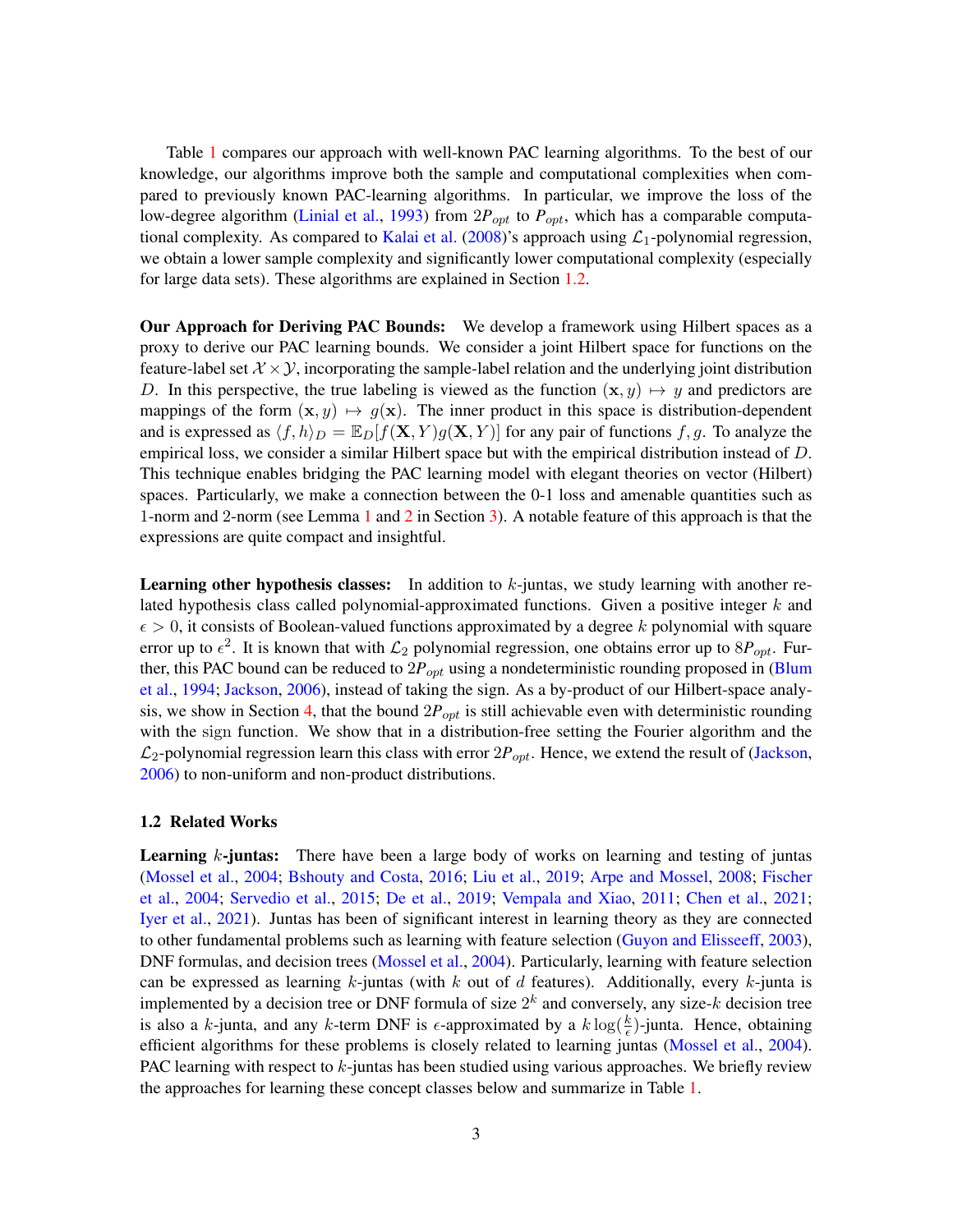Table 1 compares our approach with well-known PAC learning algorithms. To the best of our knowledge, our algorithms improve both the sample and computational complexities when compared to previously known PAC-learning algorithms. In particular, we improve the loss of the low-degree algorithm (Linial et al., 1993) from $2P_{opt}$ to $P_{opt}$, which has a comparable computational complexity. As compared to Kalai et al. (2008)'s approach using $\mathcal{L}_1$-polynomial regression, we obtain a lower sample complexity and significantly lower computational complexity (especially for large data sets). These algorithms are explained in Section 1.2.

**Our Approach for Deriving PAC Bounds:** We develop a framework using Hilbert spaces as a proxy to derive our PAC learning bounds. We consider a joint Hilbert space for functions on the feature-label set $\mathcal{X} \times \mathcal{Y}$, incorporating the sample-label relation and the underlying joint distribution $D$. In this perspective, the true labeling is viewed as the function $(\mathbf{x}, y) \mapsto y$ and predictors are mappings of the form $(\mathbf{x}, y) \mapsto g(\mathbf{x})$. The inner product in this space is distribution-dependent and is expressed as $\langle f, h \rangle_D = \mathbb{E}_D[f(\mathbf{X}, Y)g(\mathbf{X}, Y)]$ for any pair of functions $f, g$. To analyze the empirical loss, we consider a similar Hilbert space but with the empirical distribution instead of $D$. This technique enables bridging the PAC learning model with elegant theories on vector (Hilbert) spaces. Particularly, we make a connection between the 0-1 loss and amenable quantities such as 1-norm and 2-norm (see Lemma 1 and 2 in Section 3). A notable feature of this approach is that the expressions are quite compact and insightful.

**Learning other hypothesis classes:** In addition to $k$-juntas, we study learning with another related hypothesis class called polynomial-approximated functions. Given a positive integer $k$ and $\epsilon > 0$, it consists of Boolean-valued functions approximated by a degree $k$ polynomial with square error up to $\epsilon^2$. It is known that with $\mathcal{L}_2$ polynomial regression, one obtains error up to $8P_{opt}$. Further, this PAC bound can be reduced to $2P_{opt}$ using a nondeterministic rounding proposed in (Blum et al., 1994; Jackson, 2006), instead of taking the sign. As a by-product of our Hilbert-space analysis, we show in Section 4, that the bound $2P_{opt}$ is still achievable even with deterministic rounding with the $\mathrm{sign}$ function. We show that in a distribution-free setting the Fourier algorithm and the $\mathcal{L}_2$-polynomial regression learn this class with error $2P_{opt}$. Hence, we extend the result of (Jackson, 2006) to non-uniform and non-product distributions.

### 1.2 Related Works

**Learning $k$-juntas:** There have been a large body of works on learning and testing of juntas (Mossel et al., 2004; Bshouty and Costa, 2016; Liu et al., 2019; Arpe and Mossel, 2008; Fischer et al., 2004; Servedio et al., 2015; De et al., 2019; Vempala and Xiao, 2011; Chen et al., 2021; Iyer et al., 2021). Juntas has been of significant interest in learning theory as they are connected to other fundamental problems such as learning with feature selection (Guyon and Elisseeff, 2003), DNF formulas, and decision trees (Mossel et al., 2004). Particularly, learning with feature selection can be expressed as learning $k$-juntas (with $k$ out of $d$ features). Additionally, every $k$-junta is implemented by a decision tree or DNF formula of size $2^k$ and conversely, any size-$k$ decision tree is also a $k$-junta, and any $k$-term DNF is $\epsilon$-approximated by a $k \log(\frac{k}{\epsilon})$-junta. Hence, obtaining efficient algorithms for these problems is closely related to learning juntas (Mossel et al., 2004). PAC learning with respect to $k$-juntas has been studied using various approaches. We briefly review the approaches for learning these concept classes below and summarize in Table 1.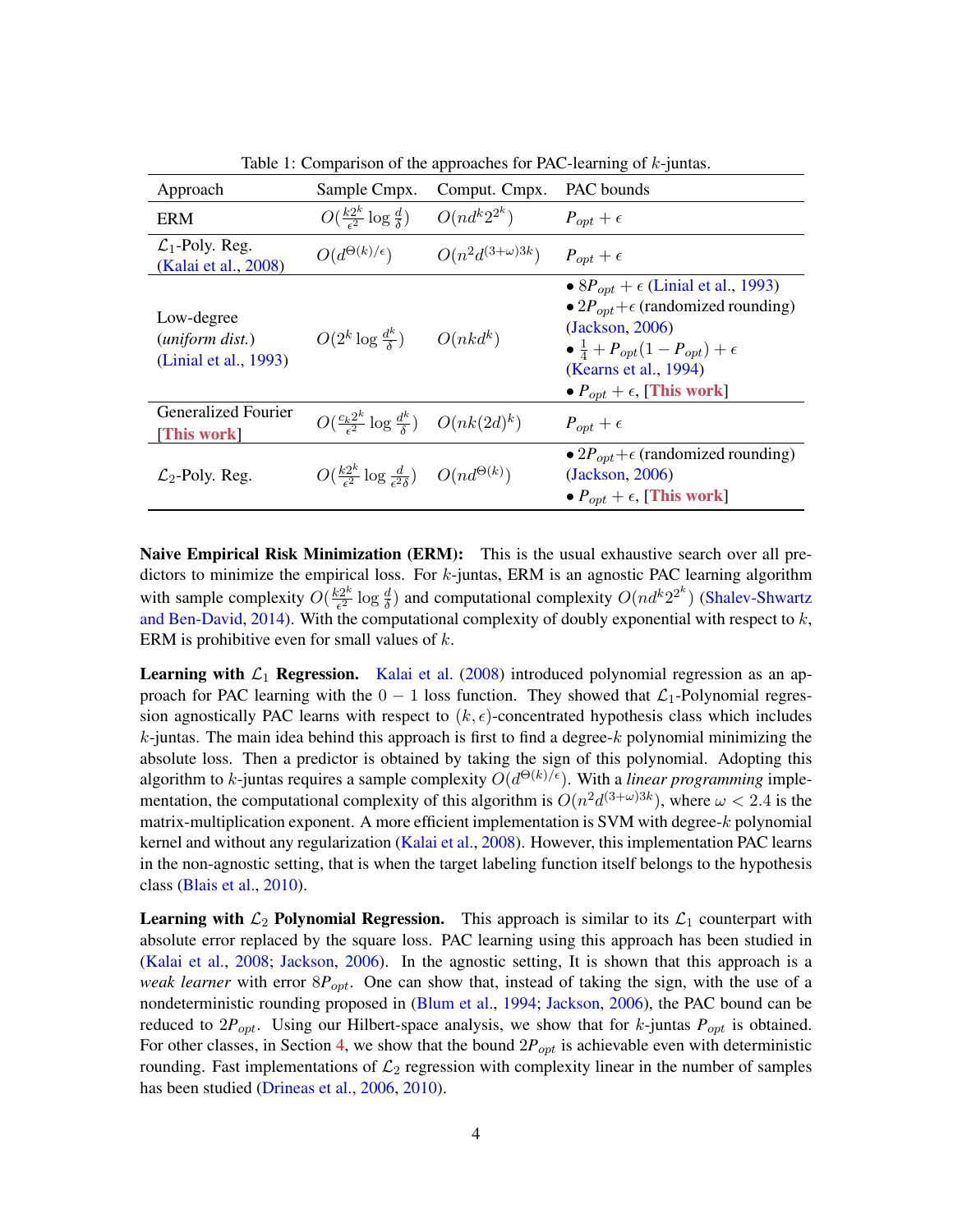Table 1: Comparison of the approaches for PAC-learning of $k$-juntas.

| Approach | Sample Cmpx. | Comput. Cmpx. | PAC bounds |
|---|---|---|---|
| ERM | $O(\frac{k2^k}{\epsilon^2}\log\frac{d}{\delta})$ | $O(nd^k 2^{2^k})$ | $P_{opt}+\epsilon$ |
| $\mathcal{L}_1$-Poly. Reg. (Kalai et al., 2008) | $O(d^{\Theta(k)/\epsilon})$ | $O(n^2 d^{(3+\omega)3k})$ | $P_{opt}+\epsilon$ |
| Low-degree (*uniform dist.*) (Linial et al., 1993) | $O(2^k\log\frac{dk}{\delta})$ | $O(nkd^k)$ | • $8P_{opt}+\epsilon$ (Linial et al., 1993) • $2P_{opt}+\epsilon$ (randomized rounding) (Jackson, 2006) • $\frac{1}{4}+P_{opt}(1-P_{opt})+\epsilon$ (Kearns et al., 1994) • $P_{opt}+\epsilon$, [This work] |
| Generalized Fourier [This work] | $O(\frac{c_k 2^k}{\epsilon^2}\log\frac{dk}{\delta})$ | $O(nk(2d)^k)$ | $P_{opt}+\epsilon$ |
| $\mathcal{L}_2$-Poly. Reg. | $O(\frac{k2^k}{\epsilon^2}\log\frac{d}{\epsilon^2\delta})$ | $O(nd^{\Theta(k)})$ | • $2P_{opt}+\epsilon$ (randomized rounding) (Jackson, 2006) • $P_{opt}+\epsilon$, [This work] |

**Naive Empirical Risk Minimization (ERM):** This is the usual exhaustive search over all predictors to minimize the empirical loss. For $k$-juntas, ERM is an agnostic PAC learning algorithm with sample complexity $O(\frac{k2^k}{\epsilon^2}\log\frac{d}{\delta})$ and computational complexity $O(nd^k 2^{2^k})$ (Shalev-Shwartz and Ben-David, 2014). With the computational complexity of doubly exponential with respect to $k$, ERM is prohibitive even for small values of $k$.

**Learning with $\mathcal{L}_1$ Regression.** Kalai et al. (2008) introduced polynomial regression as an approach for PAC learning with the $0-1$ loss function. They showed that $\mathcal{L}_1$-Polynomial regression agnostically PAC learns with respect to $(k,\epsilon)$-concentrated hypothesis class which includes $k$-juntas. The main idea behind this approach is first to find a degree-$k$ polynomial minimizing the absolute loss. Then a predictor is obtained by taking the sign of this polynomial. Adopting this algorithm to $k$-juntas requires a sample complexity $O(d^{\Theta(k)/\epsilon})$. With a *linear programming* implementation, the computational complexity of this algorithm is $O(n^2 d^{(3+\omega)3k})$, where $\omega < 2.4$ is the matrix-multiplication exponent. A more efficient implementation is SVM with degree-$k$ polynomial kernel and without any regularization (Kalai et al., 2008). However, this implementation PAC learns in the non-agnostic setting, that is when the target labeling function itself belongs to the hypothesis class (Blais et al., 2010).

**Learning with $\mathcal{L}_2$ Polynomial Regression.** This approach is similar to its $\mathcal{L}_1$ counterpart with absolute error replaced by the square loss. PAC learning using this approach has been studied in (Kalai et al., 2008; Jackson, 2006). In the agnostic setting, It is shown that this approach is a *weak learner* with error $8P_{opt}$. One can show that, instead of taking the sign, with the use of a nondeterministic rounding proposed in (Blum et al., 1994; Jackson, 2006), the PAC bound can be reduced to $2P_{opt}$. Using our Hilbert-space analysis, we show that for $k$-juntas $P_{opt}$ is obtained. For other classes, in Section 4, we show that the bound $2P_{opt}$ is achievable even with deterministic rounding. Fast implementations of $\mathcal{L}_2$ regression with complexity linear in the number of samples has been studied (Drineas et al., 2006, 2010).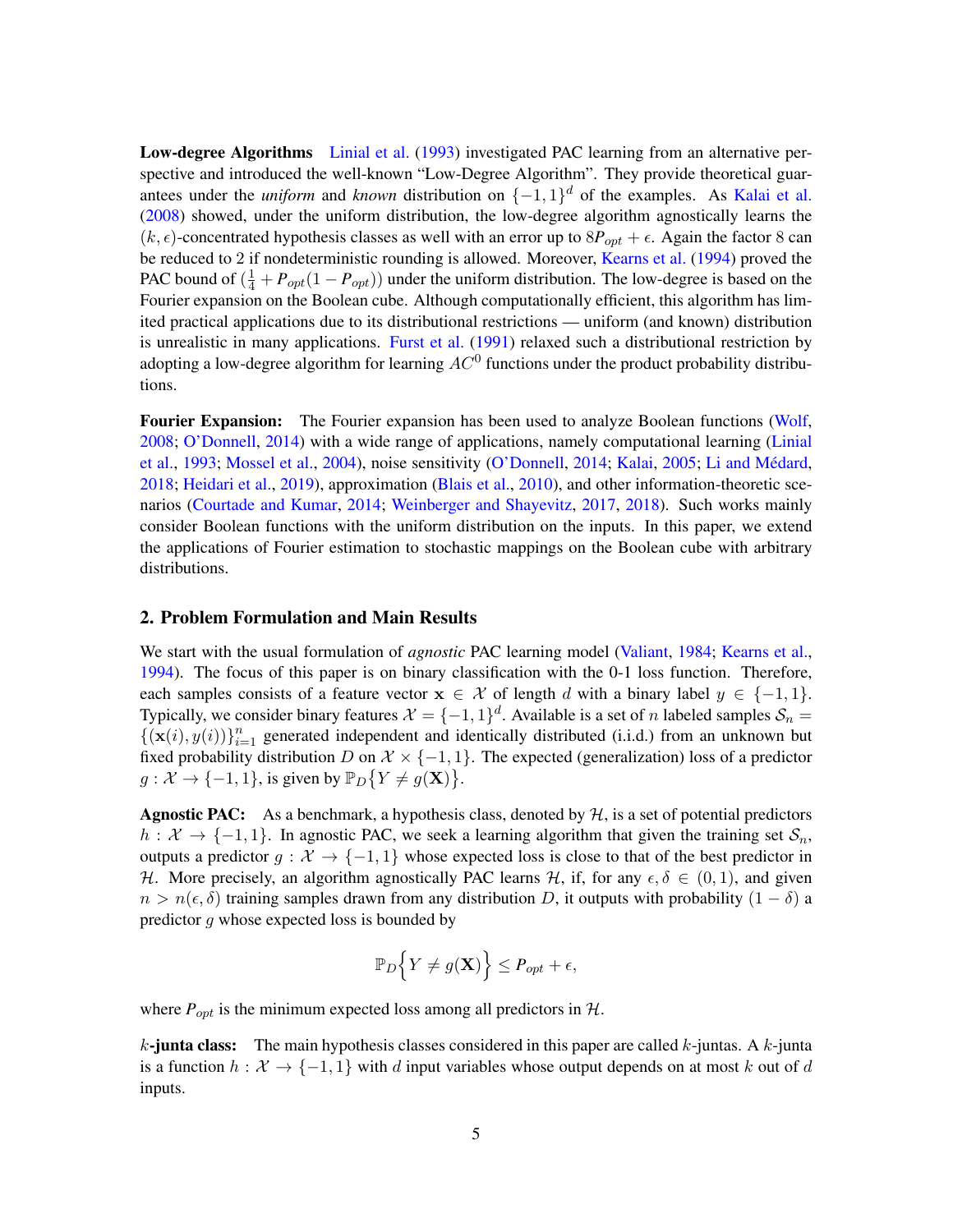**Low-degree Algorithms** Linial et al. (1993) investigated PAC learning from an alternative perspective and introduced the well-known "Low-Degree Algorithm". They provide theoretical guarantees under the *uniform* and *known* distribution on $\{-1, 1\}^d$ of the examples. As Kalai et al. (2008) showed, under the uniform distribution, the low-degree algorithm agnostically learns the $(k, \epsilon)$-concentrated hypothesis classes as well with an error up to $8P_{opt} + \epsilon$. Again the factor 8 can be reduced to 2 if nondeterministic rounding is allowed. Moreover, Kearns et al. (1994) proved the PAC bound of $(\frac{1}{4} + P_{opt}(1 - P_{opt}))$ under the uniform distribution. The low-degree is based on the Fourier expansion on the Boolean cube. Although computationally efficient, this algorithm has limited practical applications due to its distributional restrictions — uniform (and known) distribution is unrealistic in many applications. Furst et al. (1991) relaxed such a distributional restriction by adopting a low-degree algorithm for learning $AC^0$ functions under the product probability distributions.

**Fourier Expansion:** The Fourier expansion has been used to analyze Boolean functions (Wolf, 2008; O'Donnell, 2014) with a wide range of applications, namely computational learning (Linial et al., 1993; Mossel et al., 2004), noise sensitivity (O'Donnell, 2014; Kalai, 2005; Li and Médard, 2018; Heidari et al., 2019), approximation (Blais et al., 2010), and other information-theoretic scenarios (Courtade and Kumar, 2014; Weinberger and Shayevitz, 2017, 2018). Such works mainly consider Boolean functions with the uniform distribution on the inputs. In this paper, we extend the applications of Fourier estimation to stochastic mappings on the Boolean cube with arbitrary distributions.

## 2. Problem Formulation and Main Results

We start with the usual formulation of *agnostic* PAC learning model (Valiant, 1984; Kearns et al., 1994). The focus of this paper is on binary classification with the 0-1 loss function. Therefore, each samples consists of a feature vector $\mathbf{x} \in \mathcal{X}$ of length $d$ with a binary label $y \in \{-1, 1\}$. Typically, we consider binary features $\mathcal{X} = \{-1, 1\}^d$. Available is a set of $n$ labeled samples $\mathcal{S}_n = \{(\mathbf{x}(i), y(i))\}_{i=1}^n$ generated independent and identically distributed (i.i.d.) from an unknown but fixed probability distribution $D$ on $\mathcal{X} \times \{-1, 1\}$. The expected (generalization) loss of a predictor $g : \mathcal{X} \to \{-1, 1\}$, is given by $\mathbb{P}_D\{Y \neq g(\mathbf{X})\}$.

**Agnostic PAC:** As a benchmark, a hypothesis class, denoted by $\mathcal{H}$, is a set of potential predictors $h : \mathcal{X} \to \{-1, 1\}$. In agnostic PAC, we seek a learning algorithm that given the training set $\mathcal{S}_n$, outputs a predictor $g : \mathcal{X} \to \{-1, 1\}$ whose expected loss is close to that of the best predictor in $\mathcal{H}$. More precisely, an algorithm agnostically PAC learns $\mathcal{H}$, if, for any $\epsilon, \delta \in (0, 1)$, and given $n > n(\epsilon, \delta)$ training samples drawn from any distribution $D$, it outputs with probability $(1 - \delta)$ a predictor $g$ whose expected loss is bounded by

$$\mathbb{P}_D\Big\{Y \neq g(\mathbf{X})\Big\} \leq P_{opt} + \epsilon,$$

where $P_{opt}$ is the minimum expected loss among all predictors in $\mathcal{H}$.

**$k$-junta class:** The main hypothesis classes considered in this paper are called $k$-juntas. A $k$-junta is a function $h : \mathcal{X} \to \{-1, 1\}$ with $d$ input variables whose output depends on at most $k$ out of $d$ inputs.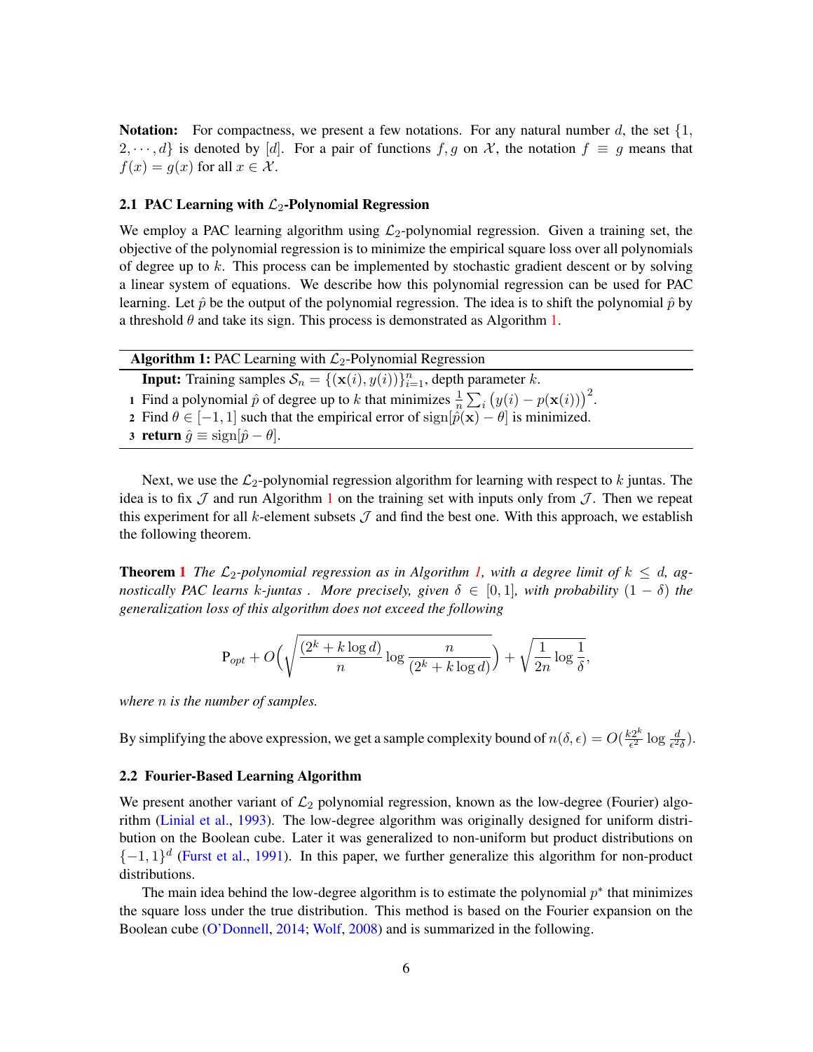**Notation:** For compactness, we present a few notations. For any natural number $d$, the set $\{1, 2, \cdots, d\}$ is denoted by $[d]$. For a pair of functions $f, g$ on $\mathcal{X}$, the notation $f \equiv g$ means that $f(x) = g(x)$ for all $x \in \mathcal{X}$.

### 2.1 PAC Learning with $\mathcal{L}_2$-Polynomial Regression

We employ a PAC learning algorithm using $\mathcal{L}_2$-polynomial regression. Given a training set, the objective of the polynomial regression is to minimize the empirical square loss over all polynomials of degree up to $k$. This process can be implemented by stochastic gradient descent or by solving a linear system of equations. We describe how this polynomial regression can be used for PAC learning. Let $\hat{p}$ be the output of the polynomial regression. The idea is to shift the polynomial $\hat{p}$ by a threshold $\theta$ and take its sign. This process is demonstrated as Algorithm 1.

---

**Algorithm 1:** PAC Learning with $\mathcal{L}_2$-Polynomial Regression

---

**Input:** Training samples $\mathcal{S}_n = \{(\mathbf{x}(i), y(i))\}_{i=1}^n$, depth parameter $k$.

1. Find a polynomial $\hat{p}$ of degree up to $k$ that minimizes $\frac{1}{n}\sum_i \big(y(i) - p(\mathbf{x}(i))\big)^2$.
2. Find $\theta \in [-1, 1]$ such that the empirical error of $\text{sign}[\hat{p}(\mathbf{x}) - \theta]$ is minimized.
3. **return** $\hat{g} \equiv \text{sign}[\hat{p} - \theta]$.

---

Next, we use the $\mathcal{L}_2$-polynomial regression algorithm for learning with respect to $k$ juntas. The idea is to fix $\mathcal{J}$ and run Algorithm 1 on the training set with inputs only from $\mathcal{J}$. Then we repeat this experiment for all $k$-element subsets $\mathcal{J}$ and find the best one. With this approach, we establish the following theorem.

**Theorem 1** *The $\mathcal{L}_2$-polynomial regression as in Algorithm 1, with a degree limit of $k \leq d$, agnostically PAC learns $k$-juntas . More precisely, given $\delta \in [0, 1]$, with probability $(1 - \delta)$ the generalization loss of this algorithm does not exceed the following*

$$\mathrm{P}_{opt} + O\Big(\sqrt{\frac{(2^k + k \log d)}{n} \log \frac{n}{(2^k + k \log d)}}\Big) + \sqrt{\frac{1}{2n} \log \frac{1}{\delta}},$$

*where $n$ is the number of samples.*

By simplifying the above expression, we get a sample complexity bound of $n(\delta, \epsilon) = O(\frac{k2^k}{\epsilon^2} \log \frac{d}{\epsilon^2 \delta})$.

### 2.2 Fourier-Based Learning Algorithm

We present another variant of $\mathcal{L}_2$ polynomial regression, known as the low-degree (Fourier) algorithm (Linial et al., 1993). The low-degree algorithm was originally designed for uniform distribution on the Boolean cube. Later it was generalized to non-uniform but product distributions on $\{-1, 1\}^d$ (Furst et al., 1991). In this paper, we further generalize this algorithm for non-product distributions.

The main idea behind the low-degree algorithm is to estimate the polynomial $p^*$ that minimizes the square loss under the true distribution. This method is based on the Fourier expansion on the Boolean cube (O'Donnell, 2014; Wolf, 2008) and is summarized in the following.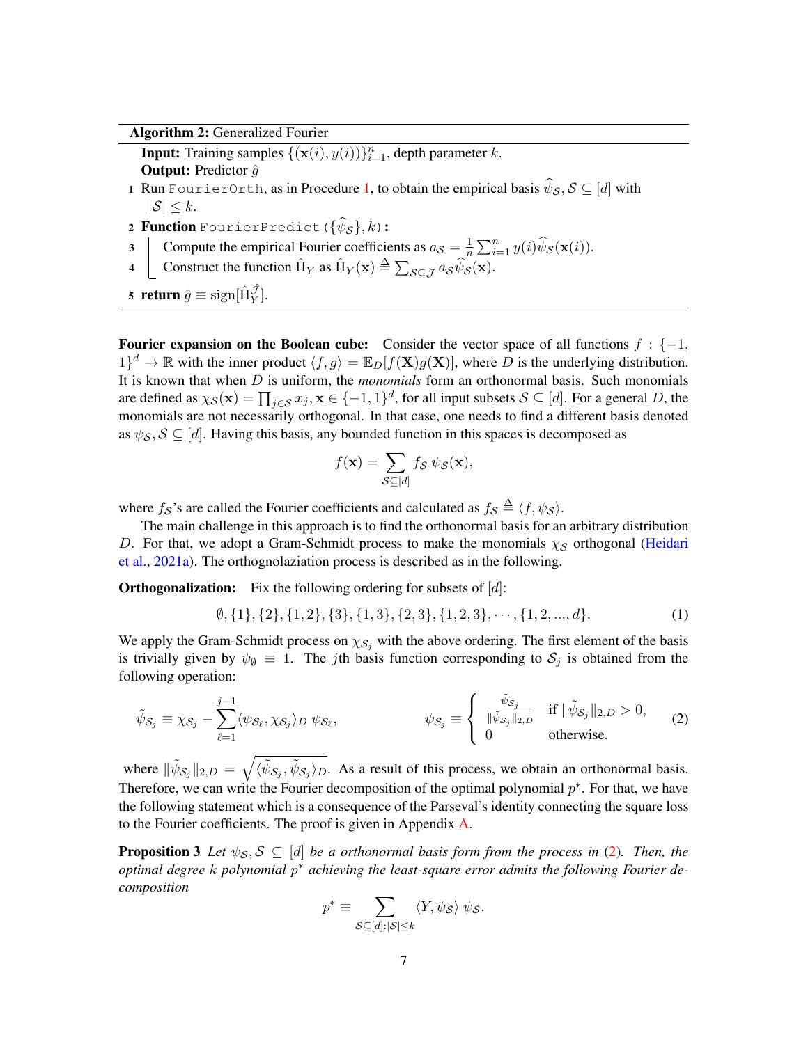**Algorithm 2:** Generalized Fourier

**Input:** Training samples $\{(\mathbf{x}(i), y(i))\}_{i=1}^n$, depth parameter $k$.
**Output:** Predictor $\hat{g}$

1. Run `FourierOrth`, as in Procedure 1, to obtain the empirical basis $\widehat{\psi}_{\mathcal{S}}, \mathcal{S} \subseteq [d]$ with $|\mathcal{S}| \leq k$.
2. **Function** `FourierPredict`($\{\widehat{\psi}_{\mathcal{S}}\}, k$)**:**
3. Compute the empirical Fourier coefficients as $a_{\mathcal{S}} = \frac{1}{n}\sum_{i=1}^n y(i)\widehat{\psi}_{\mathcal{S}}(\mathbf{x}(i))$.
4. Construct the function $\hat{\Pi}_Y$ as $\hat{\Pi}_Y(\mathbf{x}) \triangleq \sum_{\mathcal{S}\subseteq\mathcal{J}} a_{\mathcal{S}}\widehat{\psi}_{\mathcal{S}}(\mathbf{x})$.
5. **return** $\hat{g} \equiv \text{sign}[\hat{\Pi}_Y^{\hat{\mathcal{J}}}]$.

**Fourier expansion on the Boolean cube:** Consider the vector space of all functions $f : \{-1, 1\}^d \to \mathbb{R}$ with the inner product $\langle f, g\rangle = \mathbb{E}_D[f(\mathbf{X})g(\mathbf{X})]$, where $D$ is the underlying distribution. It is known that when $D$ is uniform, the *monomials* form an orthonormal basis. Such monomials are defined as $\chi_{\mathcal{S}}(\mathbf{x}) = \prod_{j\in\mathcal{S}} x_j, \mathbf{x} \in \{-1, 1\}^d$, for all input subsets $\mathcal{S} \subseteq [d]$. For a general $D$, the monomials are not necessarily orthogonal. In that case, one needs to find a different basis denoted as $\psi_{\mathcal{S}}, \mathcal{S} \subseteq [d]$. Having this basis, any bounded function in this spaces is decomposed as

$$f(\mathbf{x}) = \sum_{\mathcal{S}\subseteq[d]} f_{\mathcal{S}}\ \psi_{\mathcal{S}}(\mathbf{x}),$$

where $f_{\mathcal{S}}$'s are called the Fourier coefficients and calculated as $f_{\mathcal{S}} \triangleq \langle f, \psi_{\mathcal{S}}\rangle$.

The main challenge in this approach is to find the orthonormal basis for an arbitrary distribution $D$. For that, we adopt a Gram-Schmidt process to make the monomials $\chi_{\mathcal{S}}$ orthogonal (Heidari et al., 2021a). The orthognolaziation process is described as in the following.

**Orthogonalization:** Fix the following ordering for subsets of $[d]$:

$$\emptyset, \{1\}, \{2\}, \{1, 2\}, \{3\}, \{1, 3\}, \{2, 3\}, \{1, 2, 3\}, \cdots, \{1, 2, ..., d\}. \tag{1}$$

We apply the Gram-Schmidt process on $\chi_{\mathcal{S}_j}$ with the above ordering. The first element of the basis is trivially given by $\psi_\emptyset \equiv 1$. The $j$th basis function corresponding to $\mathcal{S}_j$ is obtained from the following operation:

$$\tilde{\psi}_{\mathcal{S}_j} \equiv \chi_{\mathcal{S}_j} - \sum_{\ell=1}^{j-1}\langle\psi_{\mathcal{S}_\ell}, \chi_{\mathcal{S}_j}\rangle_D\ \psi_{\mathcal{S}_\ell}, \qquad\qquad \psi_{\mathcal{S}_j} \equiv \begin{cases} \frac{\tilde{\psi}_{\mathcal{S}_j}}{\|\tilde{\psi}_{\mathcal{S}_j}\|_{2,D}} & \text{if } \|\tilde{\psi}_{\mathcal{S}_j}\|_{2,D} > 0, \\ 0 & \text{otherwise.}\end{cases} \tag{2}$$

where $\|\tilde{\psi}_{\mathcal{S}_j}\|_{2,D} = \sqrt{\langle\tilde{\psi}_{\mathcal{S}_j}, \tilde{\psi}_{\mathcal{S}_j}\rangle_D}$. As a result of this process, we obtain an orthonormal basis. Therefore, we can write the Fourier decomposition of the optimal polynomial $p^*$. For that, we have the following statement which is a consequence of the Parseval's identity connecting the square loss to the Fourier coefficients. The proof is given in Appendix A.

**Proposition 3** *Let $\psi_{\mathcal{S}}, \mathcal{S} \subseteq [d]$ be a orthonormal basis form from the process in (2). Then, the optimal degree $k$ polynomial $p^*$ achieving the least-square error admits the following Fourier decomposition*

$$p^* \equiv \sum_{\mathcal{S}\subseteq[d]:|\mathcal{S}|\leq k} \langle Y, \psi_{\mathcal{S}}\rangle\ \psi_{\mathcal{S}}.$$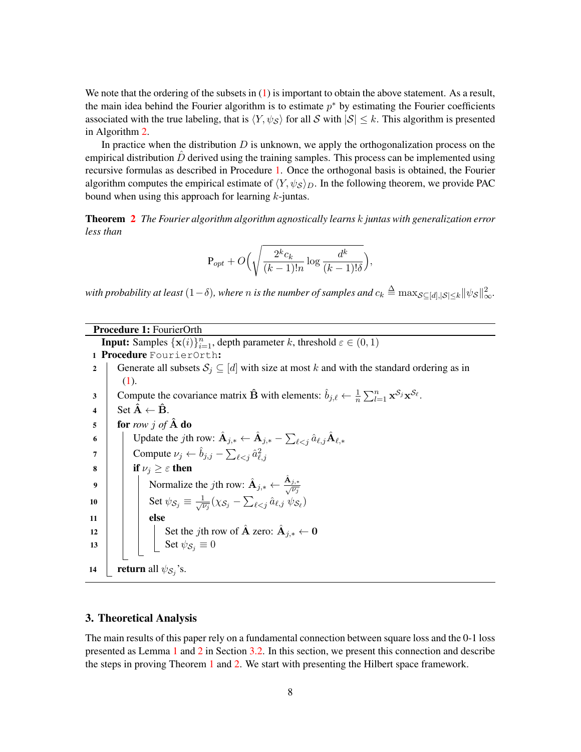We note that the ordering of the subsets in (1) is important to obtain the above statement. As a result, the main idea behind the Fourier algorithm is to estimate $p^*$ by estimating the Fourier coefficients associated with the true labeling, that is $\langle Y, \psi_{\mathcal{S}} \rangle$ for all $\mathcal{S}$ with $|\mathcal{S}| \leq k$. This algorithm is presented in Algorithm 2.

In practice when the distribution $D$ is unknown, we apply the orthogonalization process on the empirical distribution $\hat{D}$ derived using the training samples. This process can be implemented using recursive formulas as described in Procedure 1. Once the orthogonal basis is obtained, the Fourier algorithm computes the empirical estimate of $\langle Y, \psi_{\mathcal{S}} \rangle_D$. In the following theorem, we provide PAC bound when using this approach for learning $k$-juntas.

**Theorem 2** *The Fourier algorithm algorithm agnostically learns k juntas with generalization error less than*

$$\mathrm{P}_{opt} + O\Big(\sqrt{\frac{2^k c_k}{(k-1)!n} \log \frac{d^k}{(k-1)!\delta}}\Big),$$

*with probability at least* $(1-\delta)$*, where* $n$ *is the number of samples and* $c_k \triangleq \max_{\mathcal{S}\subseteq[d], |\mathcal{S}|\leq k} \|\psi_{\mathcal{S}}\|_\infty^2$.

---

**Procedure 1:** FourierOrth

**Input:** Samples $\{\mathbf{x}(i)\}_{i=1}^n$, depth parameter $k$, threshold $\varepsilon \in (0,1)$

```
1  Procedure FourierOrth:
2      Generate all subsets S_j ⊆ [d] with size at most k and with the standard ordering as in (1).
3      Compute the covariance matrix B̂ with elements: b̂_{j,ℓ} ← (1/n) Σ_{l=1}^n x^{S_j} x^{S_ℓ}.
4      Set Â ← B̂.
5      for row j of Â do
6          Update the jth row: Â_{j,*} ← Â_{j,*} − Σ_{ℓ<j} â_{ℓ,j} Â_{ℓ,*}
7          Compute ν_j ← b̂_{j,j} − Σ_{ℓ<j} â²_{ℓ,j}
8          if ν_j ≥ ε then
9              Normalize the jth row: Â_{j,*} ← Â_{j,*} / √ν_j
10             Set ψ_{S_j} ≡ (1/√ν_j)(χ_{S_j} − Σ_{ℓ<j} â_{ℓ,j} ψ_{S_ℓ})
11         else
12             Set the jth row of Â zero: Â_{j,*} ← 0
13             Set ψ_{S_j} ≡ 0
14     return all ψ_{S_j}'s.
```

---

## 3. Theoretical Analysis

The main results of this paper rely on a fundamental connection between square loss and the 0-1 loss presented as Lemma 1 and 2 in Section 3.2. In this section, we present this connection and describe the steps in proving Theorem 1 and 2. We start with presenting the Hilbert space framework.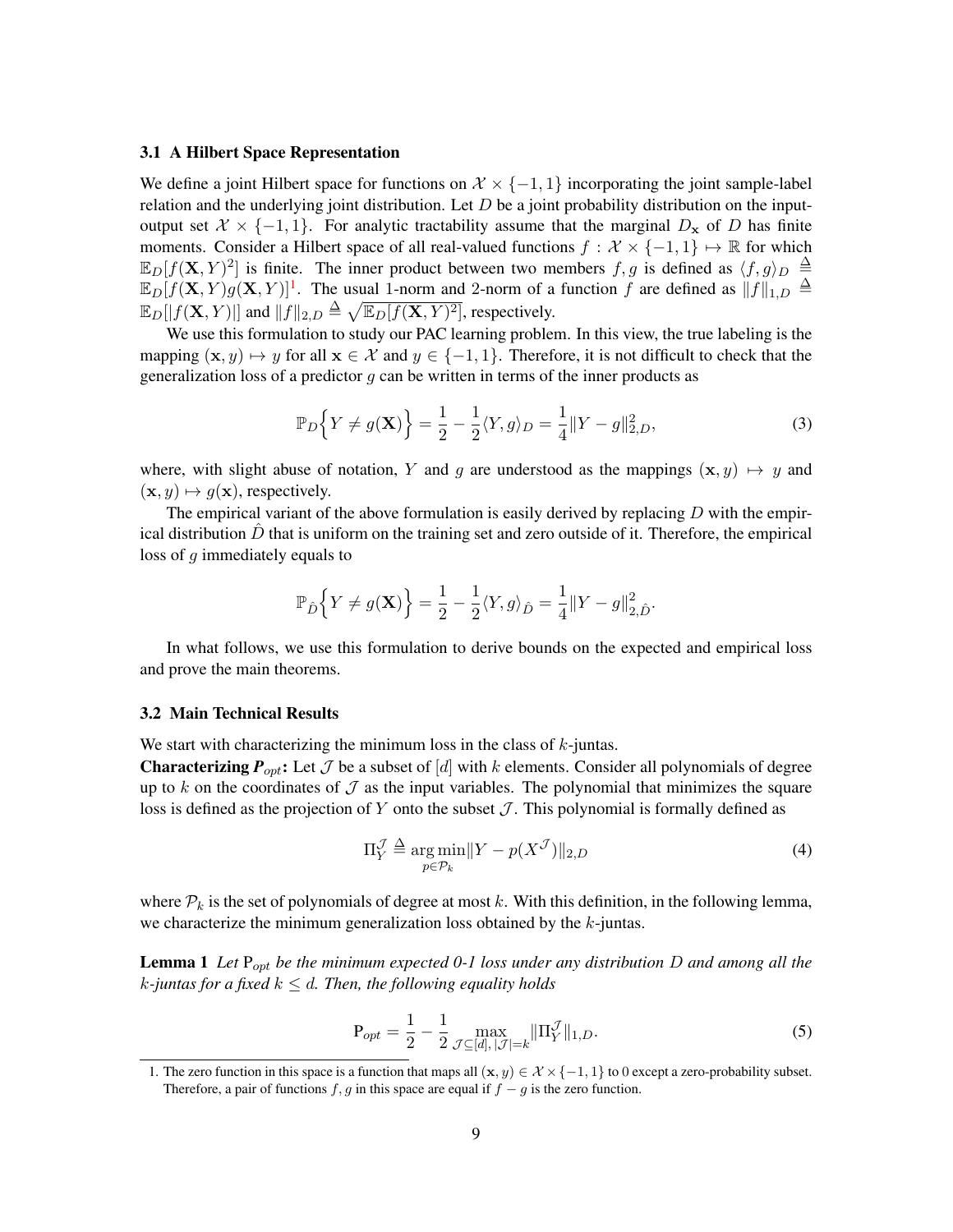### 3.1 A Hilbert Space Representation

We define a joint Hilbert space for functions on $\mathcal{X} \times \{-1, 1\}$ incorporating the joint sample-label relation and the underlying joint distribution. Let $D$ be a joint probability distribution on the input-output set $\mathcal{X} \times \{-1, 1\}$. For analytic tractability assume that the marginal $D_{\mathbf{x}}$ of $D$ has finite moments. Consider a Hilbert space of all real-valued functions $f : \mathcal{X} \times \{-1, 1\} \mapsto \mathbb{R}$ for which $\mathbb{E}_D[f(\mathbf{X}, Y)^2]$ is finite. The inner product between two members $f, g$ is defined as $\langle f, g \rangle_D \triangleq \mathbb{E}_D[f(\mathbf{X}, Y)g(\mathbf{X}, Y)]$[1]. The usual 1-norm and 2-norm of a function $f$ are defined as $\|f\|_{1,D} \triangleq \mathbb{E}_D[|f(\mathbf{X}, Y)|]$ and $\|f\|_{2,D} \triangleq \sqrt{\mathbb{E}_D[f(\mathbf{X}, Y)^2]}$, respectively.

We use this formulation to study our PAC learning problem. In this view, the true labeling is the mapping $(\mathbf{x}, y) \mapsto y$ for all $\mathbf{x} \in \mathcal{X}$ and $y \in \{-1, 1\}$. Therefore, it is not difficult to check that the generalization loss of a predictor $g$ can be written in terms of the inner products as

$$\mathbb{P}_D\Big\{Y \neq g(\mathbf{X})\Big\} = \frac{1}{2} - \frac{1}{2}\langle Y, g \rangle_D = \frac{1}{4}\|Y - g\|_{2,D}^2, \tag{3}$$

where, with slight abuse of notation, $Y$ and $g$ are understood as the mappings $(\mathbf{x}, y) \mapsto y$ and $(\mathbf{x}, y) \mapsto g(\mathbf{x})$, respectively.

The empirical variant of the above formulation is easily derived by replacing $D$ with the empirical distribution $\hat{D}$ that is uniform on the training set and zero outside of it. Therefore, the empirical loss of $g$ immediately equals to

$$\mathbb{P}_{\hat{D}}\Big\{Y \neq g(\mathbf{X})\Big\} = \frac{1}{2} - \frac{1}{2}\langle Y, g \rangle_{\hat{D}} = \frac{1}{4}\|Y - g\|_{2,\hat{D}}^2.$$

In what follows, we use this formulation to derive bounds on the expected and empirical loss and prove the main theorems.

### 3.2 Main Technical Results

We start with characterizing the minimum loss in the class of $k$-juntas.

**Characterizing $P_{opt}$:** Let $\mathcal{J}$ be a subset of $[d]$ with $k$ elements. Consider all polynomials of degree up to $k$ on the coordinates of $\mathcal{J}$ as the input variables. The polynomial that minimizes the square loss is defined as the projection of $Y$ onto the subset $\mathcal{J}$. This polynomial is formally defined as

$$\Pi_Y^{\mathcal{J}} \triangleq \underset{p \in \mathcal{P}_k}{\arg\min} \|Y - p(X^{\mathcal{J}})\|_{2,D} \tag{4}$$

where $\mathcal{P}_k$ is the set of polynomials of degree at most $k$. With this definition, in the following lemma, we characterize the minimum generalization loss obtained by the $k$-juntas.

**Lemma 1** *Let* $\mathrm{P}_{opt}$ *be the minimum expected 0-1 loss under any distribution* $D$ *and among all the* $k$*-juntas for a fixed* $k \leq d$*. Then, the following equality holds*

$$\mathrm{P}_{opt} = \frac{1}{2} - \frac{1}{2} \max_{\mathcal{J} \subseteq [d], |\mathcal{J}| = k} \|\Pi_Y^{\mathcal{J}}\|_{1,D}. \tag{5}$$

1. The zero function in this space is a function that maps all $(\mathbf{x}, y) \in \mathcal{X} \times \{-1, 1\}$ to 0 except a zero-probability subset. Therefore, a pair of functions $f, g$ in this space are equal if $f - g$ is the zero function.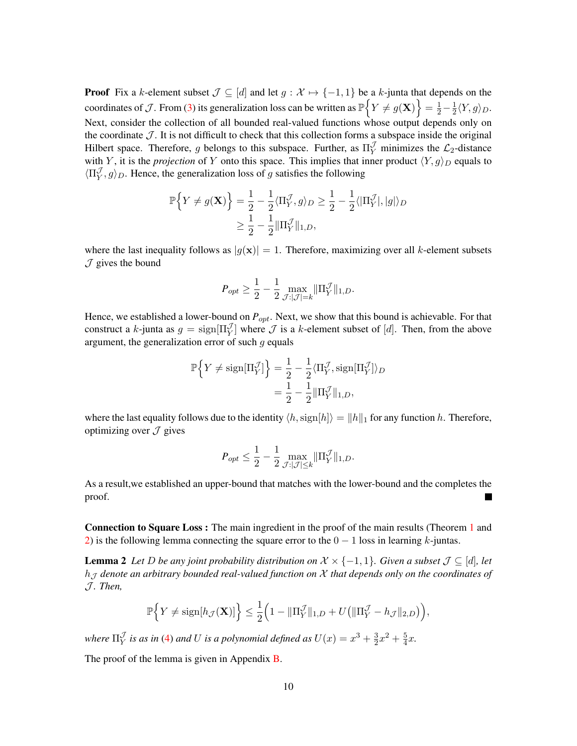**Proof** Fix a $k$-element subset $\mathcal{J} \subseteq [d]$ and let $g : \mathcal{X} \mapsto \{-1, 1\}$ be a $k$-junta that depends on the coordinates of $\mathcal{J}$. From (3) its generalization loss can be written as $\mathbb{P}\Big\{Y \neq g(\mathbf{X})\Big\} = \frac{1}{2} - \frac{1}{2}\langle Y, g\rangle_D$. Next, consider the collection of all bounded real-valued functions whose output depends only on the coordinate $\mathcal{J}$. It is not difficult to check that this collection forms a subspace inside the original Hilbert space. Therefore, $g$ belongs to this subspace. Further, as $\Pi_Y^{\mathcal{J}}$ minimizes the $\mathcal{L}_2$-distance with $Y$, it is the *projection* of $Y$ onto this space. This implies that inner product $\langle Y, g\rangle_D$ equals to $\langle \Pi_Y^{\mathcal{J}}, g\rangle_D$. Hence, the generalization loss of $g$ satisfies the following

$$
\begin{aligned}
\mathbb{P}\Big\{Y \neq g(\mathbf{X})\Big\} &= \frac{1}{2} - \frac{1}{2}\langle \Pi_Y^{\mathcal{J}}, g\rangle_D \geq \frac{1}{2} - \frac{1}{2}\langle |\Pi_Y^{\mathcal{J}}|, |g|\rangle_D \\
&\geq \frac{1}{2} - \frac{1}{2}\|\Pi_Y^{\mathcal{J}}\|_{1,D},
\end{aligned}
$$

where the last inequality follows as $|g(\mathbf{x})| = 1$. Therefore, maximizing over all $k$-element subsets $\mathcal{J}$ gives the bound

$$
P_{opt} \geq \frac{1}{2} - \frac{1}{2}\max_{\mathcal{J}:|\mathcal{J}|=k}\|\Pi_Y^{\mathcal{J}}\|_{1,D}.
$$

Hence, we established a lower-bound on $P_{opt}$. Next, we show that this bound is achievable. For that construct a $k$-junta as $g = \text{sign}[\Pi_Y^{\mathcal{J}}]$ where $\mathcal{J}$ is a $k$-element subset of $[d]$. Then, from the above argument, the generalization error of such $g$ equals

$$
\begin{aligned}
\mathbb{P}\Big\{Y \neq \text{sign}[\Pi_Y^{\mathcal{J}}]\Big\} &= \frac{1}{2} - \frac{1}{2}\langle \Pi_Y^{\mathcal{J}}, \text{sign}[\Pi_Y^{\mathcal{J}}]\rangle_D \\
&= \frac{1}{2} - \frac{1}{2}\|\Pi_Y^{\mathcal{J}}\|_{1,D},
\end{aligned}
$$

where the last equality follows due to the identity $\langle h, \text{sign}[h]\rangle = \|h\|_1$ for any function $h$. Therefore, optimizing over $\mathcal{J}$ gives

$$
P_{opt} \leq \frac{1}{2} - \frac{1}{2}\max_{\mathcal{J}:|\mathcal{J}|\leq k}\|\Pi_Y^{\mathcal{J}}\|_{1,D}.
$$

As a result,we established an upper-bound that matches with the lower-bound and the completes the proof. ■

**Connection to Square Loss :** The main ingredient in the proof of the main results (Theorem 1 and 2) is the following lemma connecting the square error to the $0-1$ loss in learning $k$-juntas.

**Lemma 2** *Let $D$ be any joint probability distribution on $\mathcal{X} \times \{-1, 1\}$. Given a subset $\mathcal{J} \subseteq [d]$, let $h_{\mathcal{J}}$ denote an arbitrary bounded real-valued function on $\mathcal{X}$ that depends only on the coordinates of $\mathcal{J}$. Then,*

$$
\mathbb{P}\Big\{Y \neq \text{sign}[h_{\mathcal{J}}(\mathbf{X})]\Big\} \leq \frac{1}{2}\Big(1 - \|\Pi_Y^{\mathcal{J}}\|_{1,D} + U\big(\|\Pi_Y^{\mathcal{J}} - h_{\mathcal{J}}\|_{2,D}\big)\Big),
$$

*where $\Pi_Y^{\mathcal{J}}$ is as in (4) and $U$ is a polynomial defined as $U(x) = x^3 + \frac{3}{2}x^2 + \frac{5}{4}x$.*

The proof of the lemma is given in Appendix B.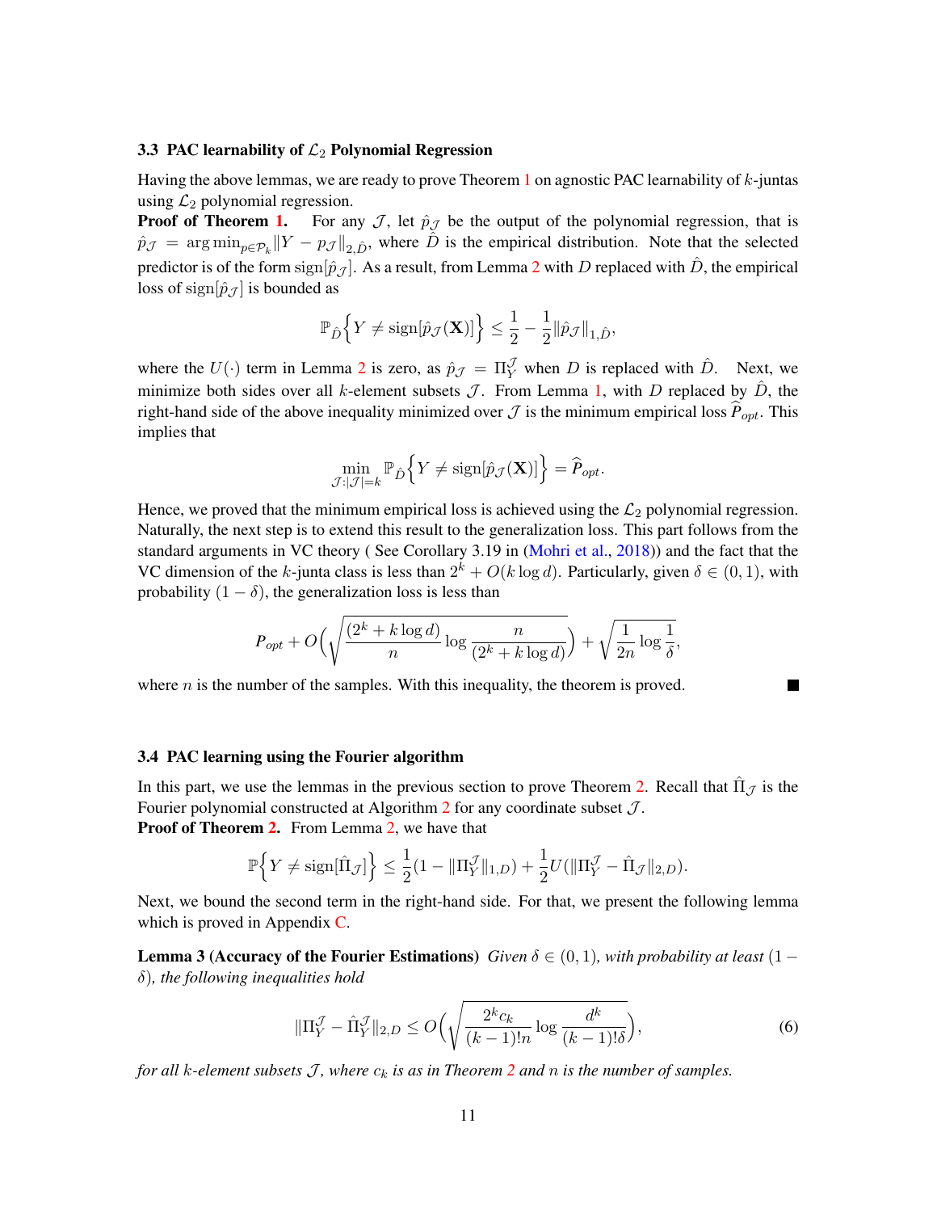### 3.3 PAC learnability of $\mathcal{L}_2$ Polynomial Regression

Having the above lemmas, we are ready to prove Theorem 1 on agnostic PAC learnability of $k$-juntas using $\mathcal{L}_2$ polynomial regression.

**Proof of Theorem 1.** For any $\mathcal{J}$, let $\hat{p}_{\mathcal{J}}$ be the output of the polynomial regression, that is $\hat{p}_{\mathcal{J}} = \arg\min_{p \in \mathcal{P}_k} \|Y - p_{\mathcal{J}}\|_{2,\hat{D}}$, where $\hat{D}$ is the empirical distribution. Note that the selected predictor is of the form $\text{sign}[\hat{p}_{\mathcal{J}}]$. As a result, from Lemma 2 with $D$ replaced with $\hat{D}$, the empirical loss of $\text{sign}[\hat{p}_{\mathcal{J}}]$ is bounded as

$$\mathbb{P}_{\hat{D}}\Big\{Y \neq \text{sign}[\hat{p}_{\mathcal{J}}(\mathbf{X})]\Big\} \leq \frac{1}{2} - \frac{1}{2}\|\hat{p}_{\mathcal{J}}\|_{1,\hat{D}},$$

where the $U(\cdot)$ term in Lemma 2 is zero, as $\hat{p}_{\mathcal{J}} = \Pi_Y^{\mathcal{J}}$ when $D$ is replaced with $\hat{D}$. Next, we minimize both sides over all $k$-element subsets $\mathcal{J}$. From Lemma 1, with $D$ replaced by $\hat{D}$, the right-hand side of the above inequality minimized over $\mathcal{J}$ is the minimum empirical loss $\widehat{P}_{opt}$. This implies that

$$\min_{\mathcal{J}:|\mathcal{J}|=k} \mathbb{P}_{\hat{D}}\Big\{Y \neq \text{sign}[\hat{p}_{\mathcal{J}}(\mathbf{X})]\Big\} = \widehat{P}_{opt}.$$

Hence, we proved that the minimum empirical loss is achieved using the $\mathcal{L}_2$ polynomial regression. Naturally, the next step is to extend this result to the generalization loss. This part follows from the standard arguments in VC theory ( See Corollary 3.19 in (Mohri et al., 2018)) and the fact that the VC dimension of the $k$-junta class is less than $2^k + O(k \log d)$. Particularly, given $\delta \in (0,1)$, with probability $(1-\delta)$, the generalization loss is less than

$$P_{opt} + O\Big(\sqrt{\frac{(2^k + k\log d)}{n} \log \frac{n}{(2^k + k \log d)}}\Big) + \sqrt{\frac{1}{2n}\log\frac{1}{\delta}},$$

where $n$ is the number of the samples. With this inequality, the theorem is proved. ■

### 3.4 PAC learning using the Fourier algorithm

In this part, we use the lemmas in the previous section to prove Theorem 2. Recall that $\hat{\Pi}_{\mathcal{J}}$ is the Fourier polynomial constructed at Algorithm 2 for any coordinate subset $\mathcal{J}$.

**Proof of Theorem 2.** From Lemma 2, we have that

$$\mathbb{P}\Big\{Y \neq \text{sign}[\hat{\Pi}_{\mathcal{J}}]\Big\} \leq \frac{1}{2}(1 - \|\Pi_Y^{\mathcal{J}}\|_{1,D}) + \frac{1}{2}U(\|\Pi_Y^{\mathcal{J}} - \hat{\Pi}_{\mathcal{J}}\|_{2,D}).$$

Next, we bound the second term in the right-hand side. For that, we present the following lemma which is proved in Appendix C.

**Lemma 3 (Accuracy of the Fourier Estimations)** *Given $\delta \in (0,1)$, with probability at least $(1-\delta)$, the following inequalities hold*

$$\|\Pi_Y^{\mathcal{J}} - \hat{\Pi}_Y^{\mathcal{J}}\|_{2,D} \leq O\Big(\sqrt{\frac{2^k c_k}{(k-1)!n}\log\frac{d^k}{(k-1)!\delta}}\Big), \tag{6}$$

*for all $k$-element subsets $\mathcal{J}$, where $c_k$ is as in Theorem 2 and $n$ is the number of samples.*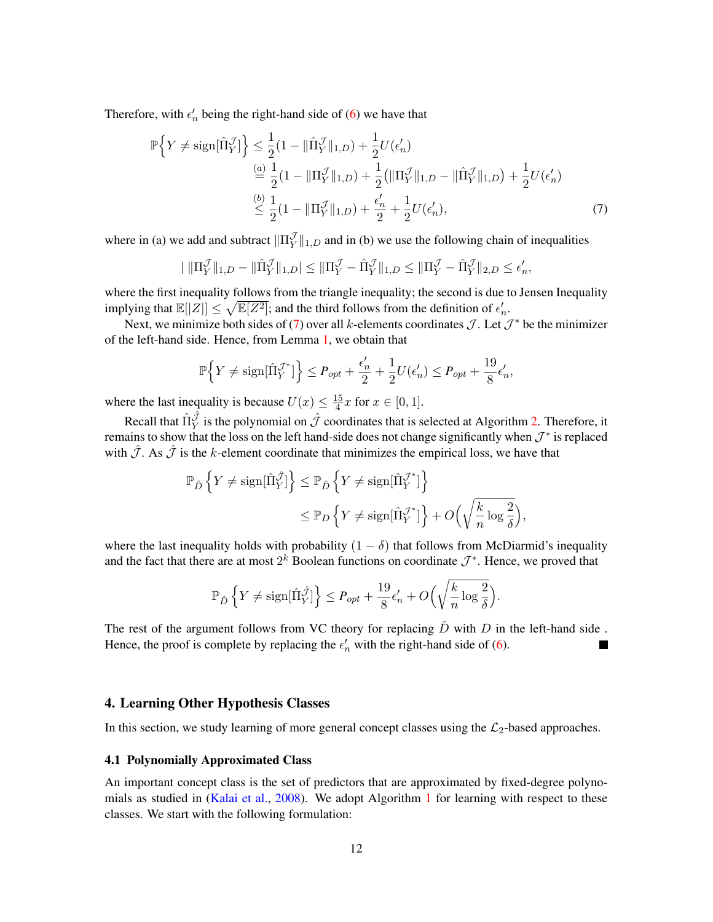Therefore, with $\epsilon'_n$ being the right-hand side of (6) we have that

$$
\begin{aligned}
\mathbb{P}\Big\{Y \neq \mathrm{sign}[\hat{\Pi}_Y^{\mathcal{J}}]\Big\} &\leq \frac{1}{2}(1 - \|\hat{\Pi}_Y^{\mathcal{J}}\|_{1,D}) + \frac{1}{2}U(\epsilon'_n) \\
&\overset{(a)}{=} \frac{1}{2}(1 - \|\Pi_Y^{\mathcal{J}}\|_{1,D}) + \frac{1}{2}\big(\|\Pi_Y^{\mathcal{J}}\|_{1,D} - \|\hat{\Pi}_Y^{\mathcal{J}}\|_{1,D}\big) + \frac{1}{2}U(\epsilon'_n) \\
&\overset{(b)}{\leq} \frac{1}{2}(1 - \|\Pi_Y^{\mathcal{J}}\|_{1,D}) + \frac{\epsilon'_n}{2} + \frac{1}{2}U(\epsilon'_n),
\end{aligned} \tag{7}
$$

where in (a) we add and subtract $\|\Pi_Y^{\mathcal{J}}\|_{1,D}$ and in (b) we use the following chain of inequalities

$$
|\ \|\Pi_Y^{\mathcal{J}}\|_{1,D} - \|\hat{\Pi}_Y^{\mathcal{J}}\|_{1,D}| \leq \|\Pi_Y^{\mathcal{J}} - \hat{\Pi}_Y^{\mathcal{J}}\|_{1,D} \leq \|\Pi_Y^{\mathcal{J}} - \hat{\Pi}_Y^{\mathcal{J}}\|_{2,D} \leq \epsilon'_n,
$$

where the first inequality follows from the triangle inequality; the second is due to Jensen Inequality implying that $\mathbb{E}[|Z|] \leq \sqrt{\mathbb{E}[Z^2]}$; and the third follows from the definition of $\epsilon'_n$.

Next, we minimize both sides of (7) over all $k$-elements coordinates $\mathcal{J}$. Let $\mathcal{J}^*$ be the minimizer of the left-hand side. Hence, from Lemma 1, we obtain that

$$
\mathbb{P}\Big\{Y \neq \mathrm{sign}[\hat{\Pi}_Y^{\mathcal{J}^*}]\Big\} \leq P_{opt} + \frac{\epsilon'_n}{2} + \frac{1}{2}U(\epsilon'_n) \leq P_{opt} + \frac{19}{8}\epsilon'_n,
$$

where the last inequality is because $U(x) \leq \frac{15}{4}x$ for $x \in [0, 1]$.

Recall that $\hat{\Pi}_Y^{\hat{\mathcal{J}}}$ is the polynomial on $\hat{\mathcal{J}}$ coordinates that is selected at Algorithm 2. Therefore, it remains to show that the loss on the left hand-side does not change significantly when $\mathcal{J}^*$ is replaced with $\hat{\mathcal{J}}$. As $\hat{\mathcal{J}}$ is the $k$-element coordinate that minimizes the empirical loss, we have that

$$
\begin{aligned}
\mathbb{P}_{\hat{D}}\left\{Y \neq \mathrm{sign}[\hat{\Pi}_Y^{\hat{\mathcal{J}}}]\right\} &\leq \mathbb{P}_{\hat{D}}\left\{Y \neq \mathrm{sign}[\hat{\Pi}_Y^{\mathcal{J}^*}]\right\} \\
&\leq \mathbb{P}_{D}\left\{Y \neq \mathrm{sign}[\hat{\Pi}_Y^{\mathcal{J}^*}]\right\} + O\Big(\sqrt{\frac{k}{n}\log\frac{2}{\delta}}\Big),
\end{aligned}
$$

where the last inequality holds with probability $(1-\delta)$ that follows from McDiarmid's inequality and the fact that there are at most $2^k$ Boolean functions on coordinate $\mathcal{J}^*$. Hence, we proved that

$$
\mathbb{P}_{\hat{D}}\left\{Y \neq \mathrm{sign}[\hat{\Pi}_Y^{\hat{\mathcal{J}}}]\right\} \leq P_{opt} + \frac{19}{8}\epsilon'_n + O\Big(\sqrt{\frac{k}{n}\log\frac{2}{\delta}}\Big).
$$

The rest of the argument follows from VC theory for replacing $\hat{D}$ with $D$ in the left-hand side . Hence, the proof is complete by replacing the $\epsilon'_n$ with the right-hand side of (6). ■

## 4. Learning Other Hypothesis Classes

In this section, we study learning of more general concept classes using the $\mathcal{L}_2$-based approaches.

### 4.1 Polynomially Approximated Class

An important concept class is the set of predictors that are approximated by fixed-degree polynomials as studied in (Kalai et al., 2008). We adopt Algorithm 1 for learning with respect to these classes. We start with the following formulation: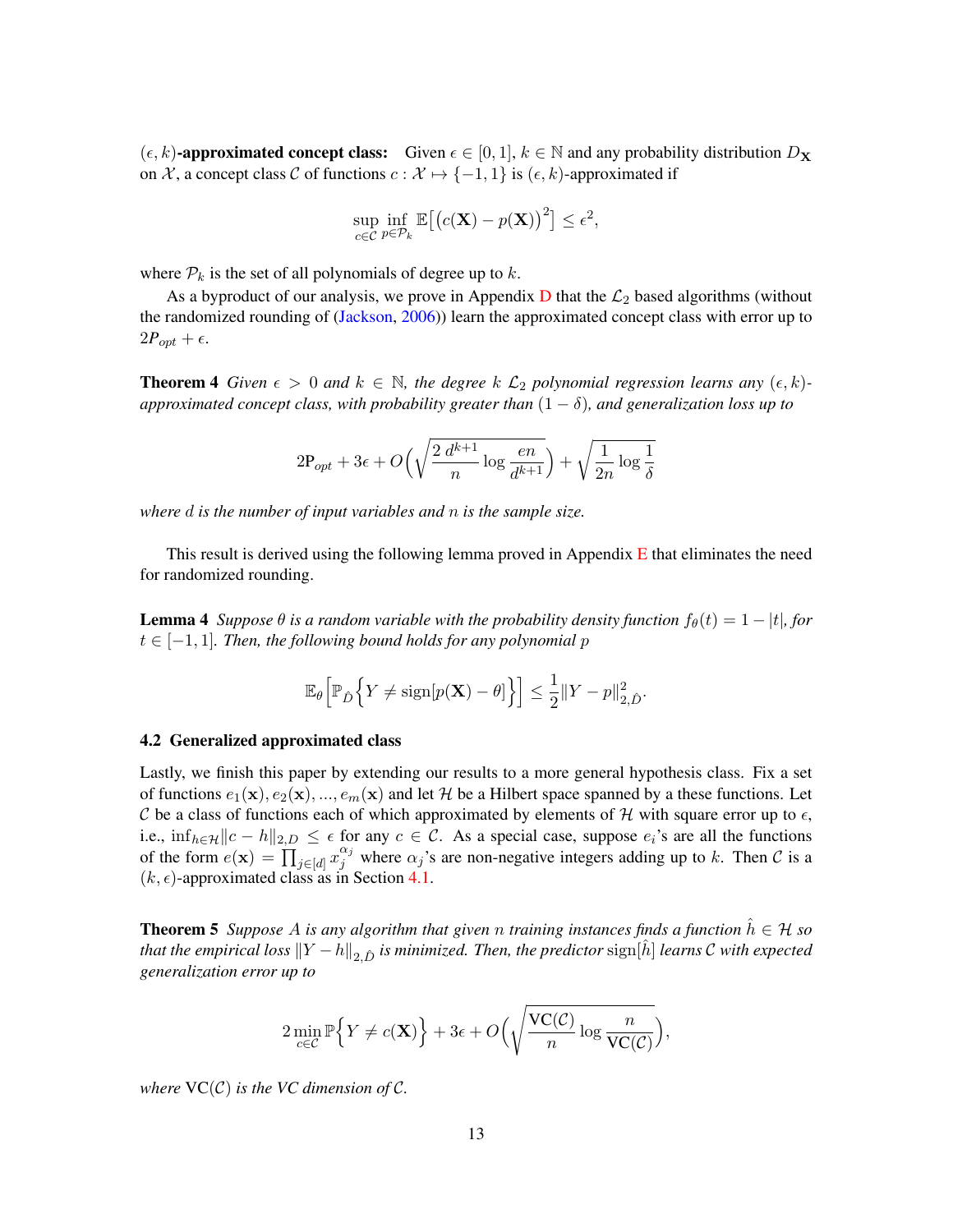**$(\epsilon, k)$-approximated concept class:** Given $\epsilon \in [0,1]$, $k \in \mathbb{N}$ and any probability distribution $D_{\mathbf{X}}$ on $\mathcal{X}$, a concept class $\mathcal{C}$ of functions $c : \mathcal{X} \mapsto \{-1, 1\}$ is $(\epsilon, k)$-approximated if

$$\sup_{c \in \mathcal{C}} \inf_{p \in \mathcal{P}_k} \mathbb{E}\big[\big(c(\mathbf{X}) - p(\mathbf{X})\big)^2\big] \leq \epsilon^2,$$

where $\mathcal{P}_k$ is the set of all polynomials of degree up to $k$.

As a byproduct of our analysis, we prove in Appendix D that the $\mathcal{L}_2$ based algorithms (without the randomized rounding of (Jackson, 2006)) learn the approximated concept class with error up to $2P_{opt} + \epsilon$.

**Theorem 4** *Given $\epsilon > 0$ and $k \in \mathbb{N}$, the degree $k$ $\mathcal{L}_2$ polynomial regression learns any $(\epsilon, k)$-approximated concept class, with probability greater than $(1 - \delta)$, and generalization loss up to*

$$2\mathrm{P}_{opt} + 3\epsilon + O\Big(\sqrt{\frac{2\, d^{k+1}}{n} \log \frac{en}{d^{k+1}}}\Big) + \sqrt{\frac{1}{2n} \log \frac{1}{\delta}}$$

*where $d$ is the number of input variables and $n$ is the sample size.*

This result is derived using the following lemma proved in Appendix E that eliminates the need for randomized rounding.

**Lemma 4** *Suppose $\theta$ is a random variable with the probability density function $f_\theta(t) = 1 - |t|$, for $t \in [-1, 1]$. Then, the following bound holds for any polynomial $p$*

$$\mathbb{E}_\theta\Big[\mathbb{P}_{\hat{D}}\Big\{Y \neq \mathrm{sign}[p(\mathbf{X}) - \theta]\Big\}\Big] \leq \frac{1}{2}\|Y - p\|^2_{2,\hat{D}}.$$

### 4.2 Generalized approximated class

Lastly, we finish this paper by extending our results to a more general hypothesis class. Fix a set of functions $e_1(\mathbf{x}), e_2(\mathbf{x}), ..., e_m(\mathbf{x})$ and let $\mathcal{H}$ be a Hilbert space spanned by a these functions. Let $\mathcal{C}$ be a class of functions each of which approximated by elements of $\mathcal{H}$ with square error up to $\epsilon$, i.e., $\inf_{h \in \mathcal{H}} \|c - h\|_{2,D} \leq \epsilon$ for any $c \in \mathcal{C}$. As a special case, suppose $e_i$'s are all the functions of the form $e(\mathbf{x}) = \prod_{j \in [d]} x_j^{\alpha_j}$ where $\alpha_j$'s are non-negative integers adding up to $k$. Then $\mathcal{C}$ is a $(k, \epsilon)$-approximated class as in Section 4.1.

**Theorem 5** *Suppose $A$ is any algorithm that given $n$ training instances finds a function $\hat{h} \in \mathcal{H}$ so that the empirical loss $\|Y - h\|_{2,\hat{D}}$ is minimized. Then, the predictor $\mathrm{sign}[\hat{h}]$ learns $\mathcal{C}$ with expected generalization error up to*

$$2 \min_{c \in \mathcal{C}} \mathbb{P}\Big\{Y \neq c(\mathbf{X})\Big\} + 3\epsilon + O\Big(\sqrt{\frac{\mathrm{VC}(\mathcal{C})}{n} \log \frac{n}{\mathrm{VC}(\mathcal{C})}}\Big),$$

*where $\mathrm{VC}(\mathcal{C})$ is the VC dimension of $\mathcal{C}$.*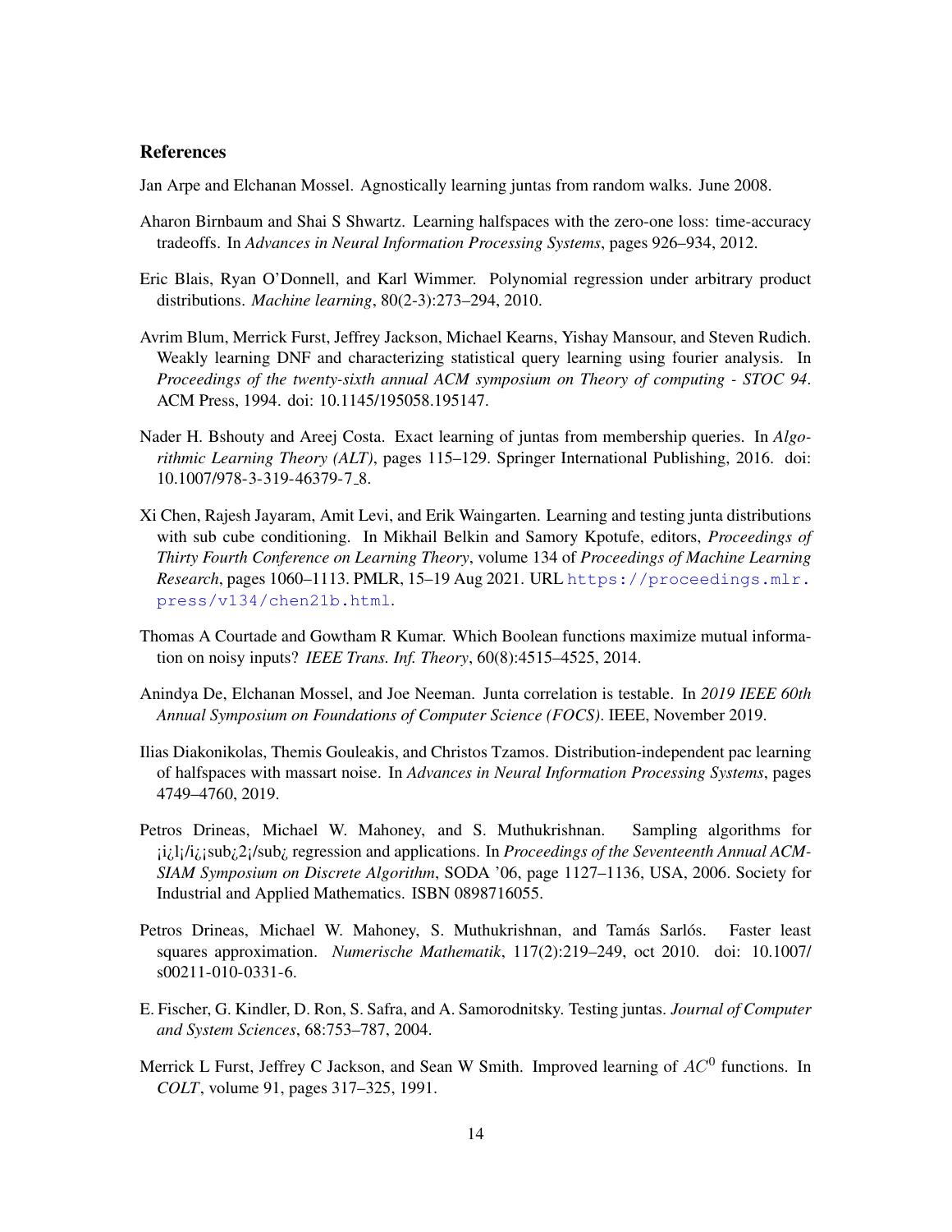### References

Jan Arpe and Elchanan Mossel. Agnostically learning juntas from random walks. June 2008.

Aharon Birnbaum and Shai S Shwartz. Learning halfspaces with the zero-one loss: time-accuracy tradeoffs. In *Advances in Neural Information Processing Systems*, pages 926–934, 2012.

Eric Blais, Ryan O'Donnell, and Karl Wimmer. Polynomial regression under arbitrary product distributions. *Machine learning*, 80(2-3):273–294, 2010.

Avrim Blum, Merrick Furst, Jeffrey Jackson, Michael Kearns, Yishay Mansour, and Steven Rudich. Weakly learning DNF and characterizing statistical query learning using fourier analysis. In *Proceedings of the twenty-sixth annual ACM symposium on Theory of computing - STOC 94*. ACM Press, 1994. doi: 10.1145/195058.195147.

Nader H. Bshouty and Areej Costa. Exact learning of juntas from membership queries. In *Algorithmic Learning Theory (ALT)*, pages 115–129. Springer International Publishing, 2016. doi: 10.1007/978-3-319-46379-7_8.

Xi Chen, Rajesh Jayaram, Amit Levi, and Erik Waingarten. Learning and testing junta distributions with sub cube conditioning. In Mikhail Belkin and Samory Kpotufe, editors, *Proceedings of Thirty Fourth Conference on Learning Theory*, volume 134 of *Proceedings of Machine Learning Research*, pages 1060–1113. PMLR, 15–19 Aug 2021. URL https://proceedings.mlr.press/v134/chen21b.html.

Thomas A Courtade and Gowtham R Kumar. Which Boolean functions maximize mutual information on noisy inputs? *IEEE Trans. Inf. Theory*, 60(8):4515–4525, 2014.

Anindya De, Elchanan Mossel, and Joe Neeman. Junta correlation is testable. In *2019 IEEE 60th Annual Symposium on Foundations of Computer Science (FOCS)*. IEEE, November 2019.

Ilias Diakonikolas, Themis Gouleakis, and Christos Tzamos. Distribution-independent pac learning of halfspaces with massart noise. In *Advances in Neural Information Processing Systems*, pages 4749–4760, 2019.

Petros Drineas, Michael W. Mahoney, and S. Muthukrishnan. Sampling algorithms for ¡i¿l¡/i¿¡sub¿2¡/sub¿ regression and applications. In *Proceedings of the Seventeenth Annual ACM-SIAM Symposium on Discrete Algorithm*, SODA '06, page 1127–1136, USA, 2006. Society for Industrial and Applied Mathematics. ISBN 0898716055.

Petros Drineas, Michael W. Mahoney, S. Muthukrishnan, and Tamás Sarlós. Faster least squares approximation. *Numerische Mathematik*, 117(2):219–249, oct 2010. doi: 10.1007/s00211-010-0331-6.

E. Fischer, G. Kindler, D. Ron, S. Safra, and A. Samorodnitsky. Testing juntas. *Journal of Computer and System Sciences*, 68:753–787, 2004.

Merrick L Furst, Jeffrey C Jackson, and Sean W Smith. Improved learning of $AC^0$ functions. In *COLT*, volume 91, pages 317–325, 1991.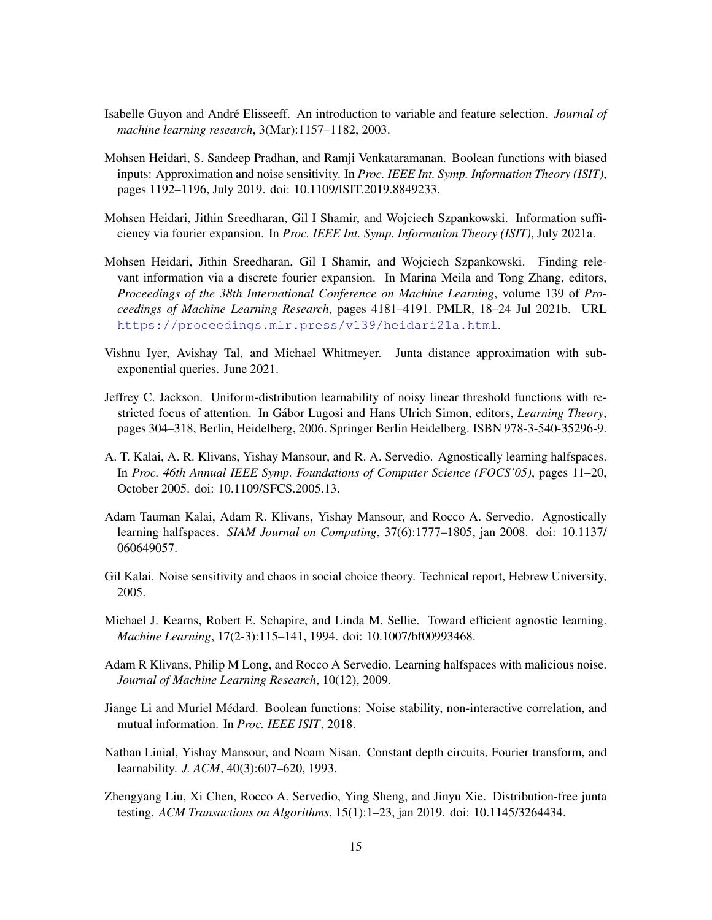Isabelle Guyon and André Elisseeff. An introduction to variable and feature selection. *Journal of machine learning research*, 3(Mar):1157–1182, 2003.

Mohsen Heidari, S. Sandeep Pradhan, and Ramji Venkataramanan. Boolean functions with biased inputs: Approximation and noise sensitivity. In *Proc. IEEE Int. Symp. Information Theory (ISIT)*, pages 1192–1196, July 2019. doi: 10.1109/ISIT.2019.8849233.

Mohsen Heidari, Jithin Sreedharan, Gil I Shamir, and Wojciech Szpankowski. Information sufficiency via fourier expansion. In *Proc. IEEE Int. Symp. Information Theory (ISIT)*, July 2021a.

Mohsen Heidari, Jithin Sreedharan, Gil I Shamir, and Wojciech Szpankowski. Finding relevant information via a discrete fourier expansion. In Marina Meila and Tong Zhang, editors, *Proceedings of the 38th International Conference on Machine Learning*, volume 139 of *Proceedings of Machine Learning Research*, pages 4181–4191. PMLR, 18–24 Jul 2021b. URL https://proceedings.mlr.press/v139/heidari21a.html.

Vishnu Iyer, Avishay Tal, and Michael Whitmeyer. Junta distance approximation with sub-exponential queries. June 2021.

Jeffrey C. Jackson. Uniform-distribution learnability of noisy linear threshold functions with restricted focus of attention. In Gábor Lugosi and Hans Ulrich Simon, editors, *Learning Theory*, pages 304–318, Berlin, Heidelberg, 2006. Springer Berlin Heidelberg. ISBN 978-3-540-35296-9.

A. T. Kalai, A. R. Klivans, Yishay Mansour, and R. A. Servedio. Agnostically learning halfspaces. In *Proc. 46th Annual IEEE Symp. Foundations of Computer Science (FOCS'05)*, pages 11–20, October 2005. doi: 10.1109/SFCS.2005.13.

Adam Tauman Kalai, Adam R. Klivans, Yishay Mansour, and Rocco A. Servedio. Agnostically learning halfspaces. *SIAM Journal on Computing*, 37(6):1777–1805, jan 2008. doi: 10.1137/060649057.

Gil Kalai. Noise sensitivity and chaos in social choice theory. Technical report, Hebrew University, 2005.

Michael J. Kearns, Robert E. Schapire, and Linda M. Sellie. Toward efficient agnostic learning. *Machine Learning*, 17(2-3):115–141, 1994. doi: 10.1007/bf00993468.

Adam R Klivans, Philip M Long, and Rocco A Servedio. Learning halfspaces with malicious noise. *Journal of Machine Learning Research*, 10(12), 2009.

Jiange Li and Muriel Médard. Boolean functions: Noise stability, non-interactive correlation, and mutual information. In *Proc. IEEE ISIT*, 2018.

Nathan Linial, Yishay Mansour, and Noam Nisan. Constant depth circuits, Fourier transform, and learnability. *J. ACM*, 40(3):607–620, 1993.

Zhengyang Liu, Xi Chen, Rocco A. Servedio, Ying Sheng, and Jinyu Xie. Distribution-free junta testing. *ACM Transactions on Algorithms*, 15(1):1–23, jan 2019. doi: 10.1145/3264434.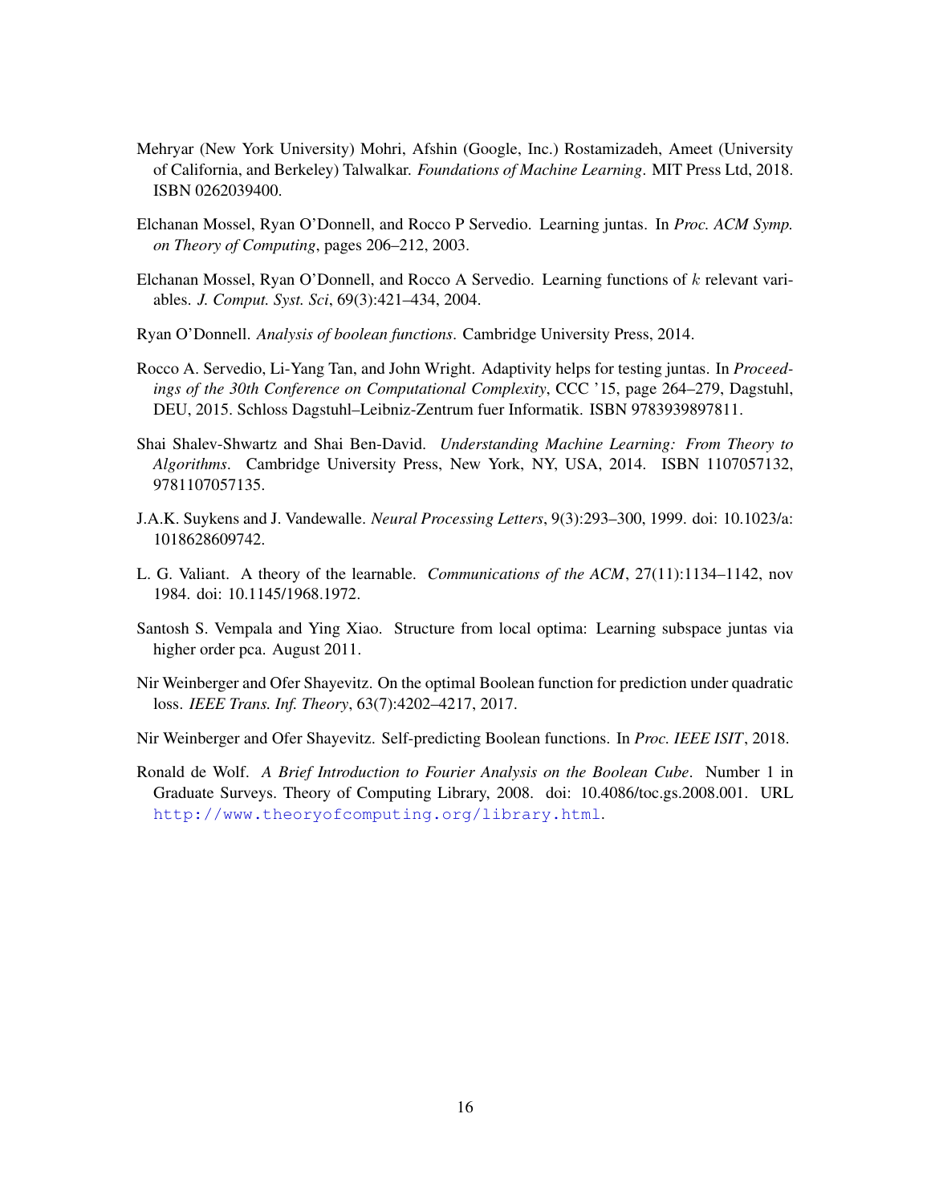Mehryar (New York University) Mohri, Afshin (Google, Inc.) Rostamizadeh, Ameet (University of California, and Berkeley) Talwalkar. *Foundations of Machine Learning*. MIT Press Ltd, 2018. ISBN 0262039400.

Elchanan Mossel, Ryan O'Donnell, and Rocco P Servedio. Learning juntas. In *Proc. ACM Symp. on Theory of Computing*, pages 206–212, 2003.

Elchanan Mossel, Ryan O'Donnell, and Rocco A Servedio. Learning functions of $k$ relevant variables. *J. Comput. Syst. Sci*, 69(3):421–434, 2004.

Ryan O'Donnell. *Analysis of boolean functions*. Cambridge University Press, 2014.

Rocco A. Servedio, Li-Yang Tan, and John Wright. Adaptivity helps for testing juntas. In *Proceedings of the 30th Conference on Computational Complexity*, CCC '15, page 264–279, Dagstuhl, DEU, 2015. Schloss Dagstuhl–Leibniz-Zentrum fuer Informatik. ISBN 9783939897811.

Shai Shalev-Shwartz and Shai Ben-David. *Understanding Machine Learning: From Theory to Algorithms*. Cambridge University Press, New York, NY, USA, 2014. ISBN 1107057132, 9781107057135.

J.A.K. Suykens and J. Vandewalle. *Neural Processing Letters*, 9(3):293–300, 1999. doi: 10.1023/a:1018628609742.

L. G. Valiant. A theory of the learnable. *Communications of the ACM*, 27(11):1134–1142, nov 1984. doi: 10.1145/1968.1972.

Santosh S. Vempala and Ying Xiao. Structure from local optima: Learning subspace juntas via higher order pca. August 2011.

Nir Weinberger and Ofer Shayevitz. On the optimal Boolean function for prediction under quadratic loss. *IEEE Trans. Inf. Theory*, 63(7):4202–4217, 2017.

Nir Weinberger and Ofer Shayevitz. Self-predicting Boolean functions. In *Proc. IEEE ISIT*, 2018.

Ronald de Wolf. *A Brief Introduction to Fourier Analysis on the Boolean Cube*. Number 1 in Graduate Surveys. Theory of Computing Library, 2008. doi: 10.4086/toc.gs.2008.001. URL http://www.theoryofcomputing.org/library.html.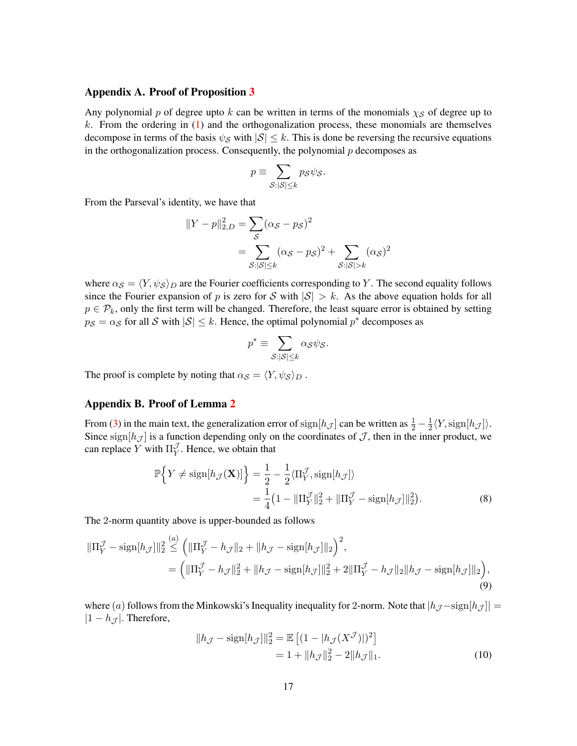## Appendix A. Proof of Proposition 3

Any polynomial $p$ of degree upto $k$ can be written in terms of the monomials $\chi_{\mathcal{S}}$ of degree up to $k$. From the ordering in (1) and the orthogonalization process, these monomials are themselves decompose in terms of the basis $\psi_{\mathcal{S}}$ with $|\mathcal{S}| \leq k$. This is done be reversing the recursive equations in the orthogonalization process. Consequently, the polynomial $p$ decomposes as

$$p \equiv \sum_{\mathcal{S}:|\mathcal{S}|\leq k} p_{\mathcal{S}} \psi_{\mathcal{S}}.$$

From the Parseval's identity, we have that

$$\begin{aligned}
\|Y - p\|_{2,D}^2 &= \sum_{\mathcal{S}} (\alpha_{\mathcal{S}} - p_{\mathcal{S}})^2 \\
&= \sum_{\mathcal{S}:|\mathcal{S}|\leq k} (\alpha_{\mathcal{S}} - p_{\mathcal{S}})^2 + \sum_{\mathcal{S}:|\mathcal{S}|>k} (\alpha_{\mathcal{S}})^2
\end{aligned}$$

where $\alpha_{\mathcal{S}} = \langle Y, \psi_{\mathcal{S}} \rangle_D$ are the Fourier coefficients corresponding to $Y$. The second equality follows since the Fourier expansion of $p$ is zero for $\mathcal{S}$ with $|\mathcal{S}| > k$. As the above equation holds for all $p \in \mathcal{P}_k$, only the first term will be changed. Therefore, the least square error is obtained by setting $p_{\mathcal{S}} = \alpha_{\mathcal{S}}$ for all $\mathcal{S}$ with $|\mathcal{S}| \leq k$. Hence, the optimal polynomial $p^*$ decomposes as

$$p^* \equiv \sum_{\mathcal{S}:|\mathcal{S}|\leq k} \alpha_{\mathcal{S}} \psi_{\mathcal{S}}.$$

The proof is complete by noting that $\alpha_{\mathcal{S}} = \langle Y, \psi_{\mathcal{S}} \rangle_D$ .

## Appendix B. Proof of Lemma 2

From (3) in the main text, the generalization error of $\text{sign}[h_{\mathcal{J}}]$ can be written as $\frac{1}{2} - \frac{1}{2}\langle Y, \text{sign}[h_{\mathcal{J}}] \rangle$. Since $\text{sign}[h_{\mathcal{J}}]$ is a function depending only on the coordinates of $\mathcal{J}$, then in the inner product, we can replace $Y$ with $\Pi_Y^{\mathcal{J}}$. Hence, we obtain that

$$\begin{aligned}
\mathbb{P}\Big\{ Y \neq \text{sign}[h_{\mathcal{J}}(\mathbf{X})] \Big\} &= \frac{1}{2} - \frac{1}{2}\langle \Pi_Y^{\mathcal{J}}, \text{sign}[h_{\mathcal{J}}] \rangle \\
&= \frac{1}{4}\big(1 - \|\Pi_Y^{\mathcal{J}}\|_2^2 + \|\Pi_Y^{\mathcal{J}} - \text{sign}[h_{\mathcal{J}}]\|_2^2\big). \qquad (8)
\end{aligned}$$

The 2-norm quantity above is upper-bounded as follows

$$\begin{aligned}
\|\Pi_Y^{\mathcal{J}} - \text{sign}[h_{\mathcal{J}}]\|_2^2 &\overset{(a)}{\leq} \Big( \|\Pi_Y^{\mathcal{J}} - h_{\mathcal{J}}\|_2 + \|h_{\mathcal{J}} - \text{sign}[h_{\mathcal{J}}]\|_2 \Big)^2, \\
&= \Big( \|\Pi_Y^{\mathcal{J}} - h_{\mathcal{J}}\|_2^2 + \|h_{\mathcal{J}} - \text{sign}[h_{\mathcal{J}}]\|_2^2 + 2\|\Pi_Y^{\mathcal{J}} - h_{\mathcal{J}}\|_2 \|h_{\mathcal{J}} - \text{sign}[h_{\mathcal{J}}]\|_2 \Big), \qquad (9)
\end{aligned}$$

where $(a)$ follows from the Minkowski's Inequality inequality for 2-norm. Note that $|h_{\mathcal{J}} - \text{sign}[h_{\mathcal{J}}]| = |1 - h_{\mathcal{J}}|$. Therefore,

$$\begin{aligned}
\|h_{\mathcal{J}} - \text{sign}[h_{\mathcal{J}}]\|_2^2 &= \mathbb{E}\left[ (1 - |h_{\mathcal{J}}(X^{\mathcal{J}})|)^2 \right] \\
&= 1 + \|h_{\mathcal{J}}\|_2^2 - 2\|h_{\mathcal{J}}\|_1. \qquad (10)
\end{aligned}$$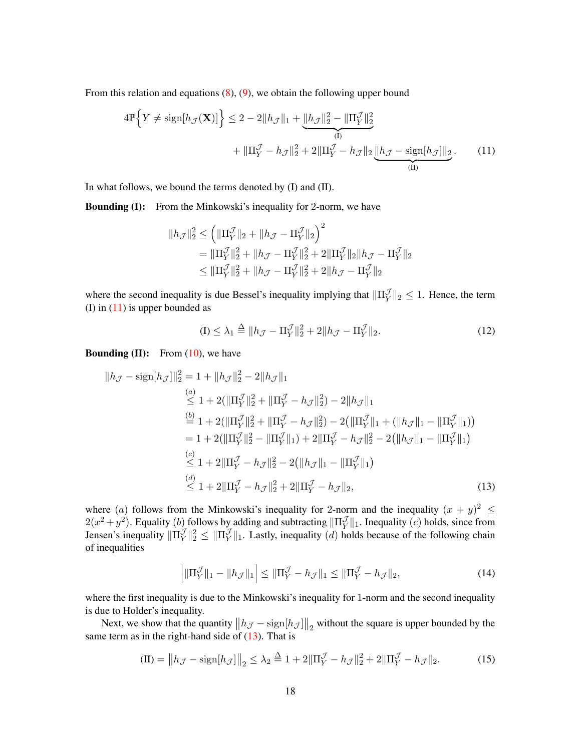From this relation and equations (8), (9), we obtain the following upper bound

$$4\mathbb{P}\Big\{Y \neq \text{sign}[h_{\mathcal{J}}(\mathbf{X})]\Big\} \leq 2 - 2\|h_{\mathcal{J}}\|_1 + \underbrace{\|h_{\mathcal{J}}\|_2^2 - \|\Pi_Y^{\mathcal{J}}\|_2^2}_{\text{(I)}} + \|\Pi_Y^{\mathcal{J}} - h_{\mathcal{J}}\|_2^2 + 2\|\Pi_Y^{\mathcal{J}} - h_{\mathcal{J}}\|_2 \underbrace{\|h_{\mathcal{J}} - \text{sign}[h_{\mathcal{J}}]\|_2}_{\text{(II)}}. \tag{11}$$

In what follows, we bound the terms denoted by (I) and (II).

**Bounding (I):** From the Minkowski's inequality for 2-norm, we have

$$\begin{aligned}
\|h_{\mathcal{J}}\|_2^2 &\leq \Big(\|\Pi_Y^{\mathcal{J}}\|_2 + \|h_{\mathcal{J}} - \Pi_Y^{\mathcal{J}}\|_2\Big)^2 \\
&= \|\Pi_Y^{\mathcal{J}}\|_2^2 + \|h_{\mathcal{J}} - \Pi_Y^{\mathcal{J}}\|_2^2 + 2\|\Pi_Y^{\mathcal{J}}\|_2\|h_{\mathcal{J}} - \Pi_Y^{\mathcal{J}}\|_2 \\
&\leq \|\Pi_Y^{\mathcal{J}}\|_2^2 + \|h_{\mathcal{J}} - \Pi_Y^{\mathcal{J}}\|_2^2 + 2\|h_{\mathcal{J}} - \Pi_Y^{\mathcal{J}}\|_2
\end{aligned}$$

where the second inequality is due Bessel's inequality implying that $\|\Pi_Y^{\mathcal{J}}\|_2 \leq 1$. Hence, the term (I) in (11) is upper bounded as

$$\text{(I)} \leq \lambda_1 \triangleq \|h_{\mathcal{J}} - \Pi_Y^{\mathcal{J}}\|_2^2 + 2\|h_{\mathcal{J}} - \Pi_Y^{\mathcal{J}}\|_2. \tag{12}$$

**Bounding (II):** From (10), we have

$$\begin{aligned}
\|h_{\mathcal{J}} - \text{sign}[h_{\mathcal{J}}]\|_2^2 &= 1 + \|h_{\mathcal{J}}\|_2^2 - 2\|h_{\mathcal{J}}\|_1 \\
&\overset{(a)}{\leq} 1 + 2(\|\Pi_Y^{\mathcal{J}}\|_2^2 + \|\Pi_Y^{\mathcal{J}} - h_{\mathcal{J}}\|_2^2) - 2\|h_{\mathcal{J}}\|_1 \\
&\overset{(b)}{=} 1 + 2(\|\Pi_Y^{\mathcal{J}}\|_2^2 + \|\Pi_Y^{\mathcal{J}} - h_{\mathcal{J}}\|_2^2) - 2\big(\|\Pi_Y^{\mathcal{J}}\|_1 + (\|h_{\mathcal{J}}\|_1 - \|\Pi_Y^{\mathcal{J}}\|_1)\big) \\
&= 1 + 2(\|\Pi_Y^{\mathcal{J}}\|_2^2 - \|\Pi_Y^{\mathcal{J}}\|_1) + 2\|\Pi_Y^{\mathcal{J}} - h_{\mathcal{J}}\|_2^2 - 2\big(\|h_{\mathcal{J}}\|_1 - \|\Pi_Y^{\mathcal{J}}\|_1\big) \\
&\overset{(c)}{\leq} 1 + 2\|\Pi_Y^{\mathcal{J}} - h_{\mathcal{J}}\|_2^2 - 2\big(\|h_{\mathcal{J}}\|_1 - \|\Pi_Y^{\mathcal{J}}\|_1\big) \\
&\overset{(d)}{\leq} 1 + 2\|\Pi_Y^{\mathcal{J}} - h_{\mathcal{J}}\|_2^2 + 2\|\Pi_Y^{\mathcal{J}} - h_{\mathcal{J}}\|_2,
\end{aligned} \tag{13}$$

where $(a)$ follows from the Minkowski's inequality for 2-norm and the inequality $(x+y)^2 \leq 2(x^2+y^2)$. Equality $(b)$ follows by adding and subtracting $\|\Pi_Y^{\mathcal{J}}\|_1$. Inequality $(c)$ holds, since from Jensen's inequality $\|\Pi_Y^{\mathcal{J}}\|_2^2 \leq \|\Pi_Y^{\mathcal{J}}\|_1$. Lastly, inequality $(d)$ holds because of the following chain of inequalities

$$\Big|\|\Pi_Y^{\mathcal{J}}\|_1 - \|h_{\mathcal{J}}\|_1\Big| \leq \|\Pi_Y^{\mathcal{J}} - h_{\mathcal{J}}\|_1 \leq \|\Pi_Y^{\mathcal{J}} - h_{\mathcal{J}}\|_2, \tag{14}$$

where the first inequality is due to the Minkowski's inequality for 1-norm and the second inequality is due to Holder's inequality.

Next, we show that the quantity $\big\|h_{\mathcal{J}} - \text{sign}[h_{\mathcal{J}}]\big\|_2$ without the square is upper bounded by the same term as in the right-hand side of (13). That is

$$\text{(II)} = \big\|h_{\mathcal{J}} - \text{sign}[h_{\mathcal{J}}]\big\|_2 \leq \lambda_2 \triangleq 1 + 2\|\Pi_Y^{\mathcal{J}} - h_{\mathcal{J}}\|_2^2 + 2\|\Pi_Y^{\mathcal{J}} - h_{\mathcal{J}}\|_2. \tag{15}$$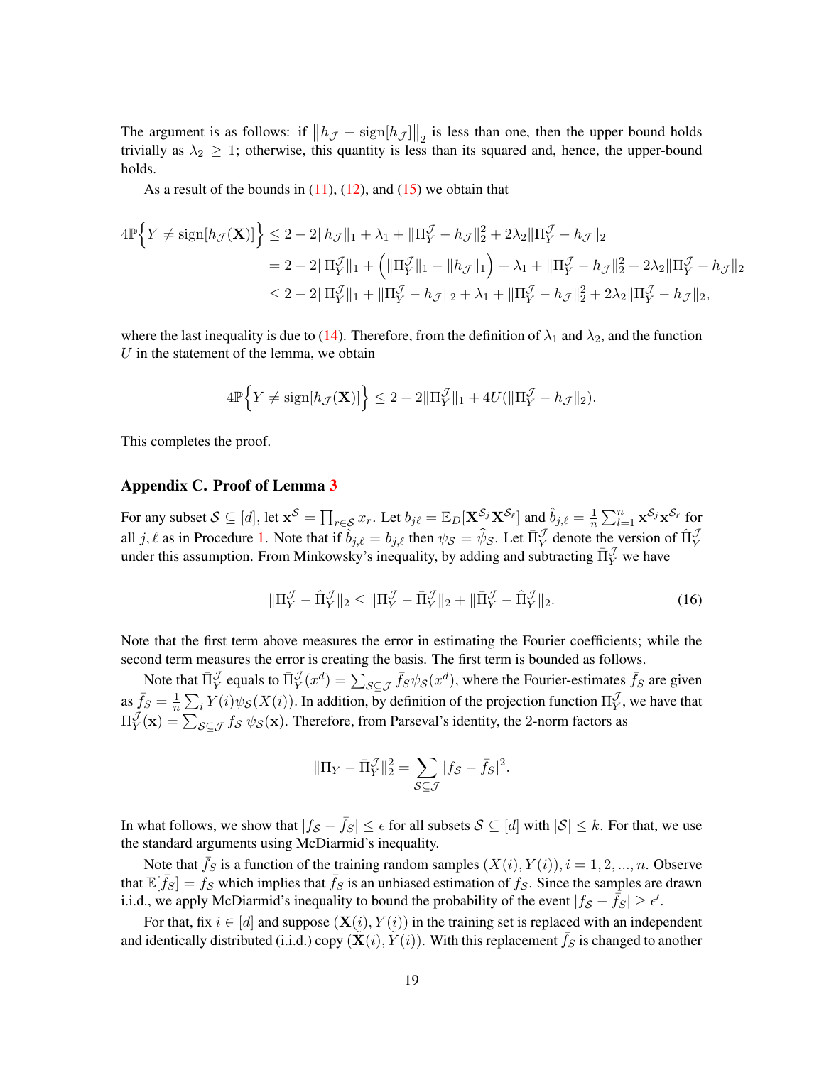The argument is as follows: if $\left\|h_{\mathcal{J}} - \text{sign}[h_{\mathcal{J}}]\right\|_2$ is less than one, then the upper bound holds trivially as $\lambda_2 \geq 1$; otherwise, this quantity is less than its squared and, hence, the upper-bound holds.

As a result of the bounds in (11), (12), and (15) we obtain that

$$
\begin{aligned}
4\mathbb{P}\Big\{Y \neq \text{sign}[h_{\mathcal{J}}(\mathbf{X})]\Big\} &\leq 2 - 2\|h_{\mathcal{J}}\|_1 + \lambda_1 + \|\Pi_Y^{\mathcal{J}} - h_{\mathcal{J}}\|_2^2 + 2\lambda_2\|\Pi_Y^{\mathcal{J}} - h_{\mathcal{J}}\|_2 \\
&= 2 - 2\|\Pi_Y^{\mathcal{J}}\|_1 + \Big(\|\Pi_Y^{\mathcal{J}}\|_1 - \|h_{\mathcal{J}}\|_1\Big) + \lambda_1 + \|\Pi_Y^{\mathcal{J}} - h_{\mathcal{J}}\|_2^2 + 2\lambda_2\|\Pi_Y^{\mathcal{J}} - h_{\mathcal{J}}\|_2 \\
&\leq 2 - 2\|\Pi_Y^{\mathcal{J}}\|_1 + \|\Pi_Y^{\mathcal{J}} - h_{\mathcal{J}}\|_2 + \lambda_1 + \|\Pi_Y^{\mathcal{J}} - h_{\mathcal{J}}\|_2^2 + 2\lambda_2\|\Pi_Y^{\mathcal{J}} - h_{\mathcal{J}}\|_2,
\end{aligned}
$$

where the last inequality is due to (14). Therefore, from the definition of $\lambda_1$ and $\lambda_2$, and the function $U$ in the statement of the lemma, we obtain

$$
4\mathbb{P}\Big\{Y \neq \text{sign}[h_{\mathcal{J}}(\mathbf{X})]\Big\} \leq 2 - 2\|\Pi_Y^{\mathcal{J}}\|_1 + 4U(\|\Pi_Y^{\mathcal{J}} - h_{\mathcal{J}}\|_2).
$$

This completes the proof.

## Appendix C. Proof of Lemma 3

For any subset $\mathcal{S} \subseteq [d]$, let $\mathbf{x}^{\mathcal{S}} = \prod_{r\in\mathcal{S}} x_r$. Let $b_{j\ell} = \mathbb{E}_D[\mathbf{X}^{\mathcal{S}_j}\mathbf{X}^{\mathcal{S}_\ell}]$ and $\hat{b}_{j,\ell} = \frac{1}{n}\sum_{l=1}^{n} \mathbf{x}^{\mathcal{S}_j}\mathbf{x}^{\mathcal{S}_\ell}$ for all $j, \ell$ as in Procedure 1. Note that if $\hat{b}_{j,\ell} = b_{j,\ell}$ then $\psi_{\mathcal{S}} = \widehat{\psi}_{\mathcal{S}}$. Let $\bar{\Pi}_Y^{\mathcal{J}}$ denote the version of $\hat{\Pi}_Y^{\mathcal{J}}$ under this assumption. From Minkowsky's inequality, by adding and subtracting $\bar{\Pi}_Y^{\mathcal{J}}$ we have

$$
\|\Pi_Y^{\mathcal{J}} - \hat{\Pi}_Y^{\mathcal{J}}\|_2 \leq \|\Pi_Y^{\mathcal{J}} - \bar{\Pi}_Y^{\mathcal{J}}\|_2 + \|\bar{\Pi}_Y^{\mathcal{J}} - \hat{\Pi}_Y^{\mathcal{J}}\|_2. \tag{16}
$$

Note that the first term above measures the error in estimating the Fourier coefficients; while the second term measures the error is creating the basis. The first term is bounded as follows.

Note that $\bar{\Pi}_Y^{\mathcal{J}}$ equals to $\bar{\Pi}_Y^{\mathcal{J}}(x^d) = \sum_{\mathcal{S}\subseteq\mathcal{J}} \bar{f}_S \psi_{\mathcal{S}}(x^d)$, where the Fourier-estimates $\bar{f}_S$ are given as $\bar{f}_S = \frac{1}{n}\sum_i Y(i)\psi_{\mathcal{S}}(X(i))$. In addition, by definition of the projection function $\Pi_Y^{\mathcal{J}}$, we have that $\Pi_Y^{\mathcal{J}}(\mathbf{x}) = \sum_{\mathcal{S}\subseteq\mathcal{J}} f_{\mathcal{S}}\ \psi_{\mathcal{S}}(\mathbf{x})$. Therefore, from Parseval's identity, the 2-norm factors as

$$
\|\Pi_Y - \bar{\Pi}_Y^{\mathcal{J}}\|_2^2 = \sum_{\mathcal{S}\subseteq\mathcal{J}} |f_{\mathcal{S}} - \bar{f}_S|^2.
$$

In what follows, we show that $|f_{\mathcal{S}} - \bar{f}_S| \leq \epsilon$ for all subsets $\mathcal{S} \subseteq [d]$ with $|\mathcal{S}| \leq k$. For that, we use the standard arguments using McDiarmid's inequality.

Note that $\bar{f}_S$ is a function of the training random samples $(X(i), Y(i)), i = 1, 2, ..., n$. Observe that $\mathbb{E}[\bar{f}_S] = f_{\mathcal{S}}$ which implies that $\bar{f}_S$ is an unbiased estimation of $f_{\mathcal{S}}$. Since the samples are drawn i.i.d., we apply McDiarmid's inequality to bound the probability of the event $|f_{\mathcal{S}} - \bar{f}_S| \geq \epsilon'$.

For that, fix $i \in [d]$ and suppose $(\mathbf{X}(i), Y(i))$ in the training set is replaced with an independent and identically distributed (i.i.d.) copy $(\tilde{\mathbf{X}}(i), \tilde{Y}(i))$. With this replacement $\bar{f}_S$ is changed to another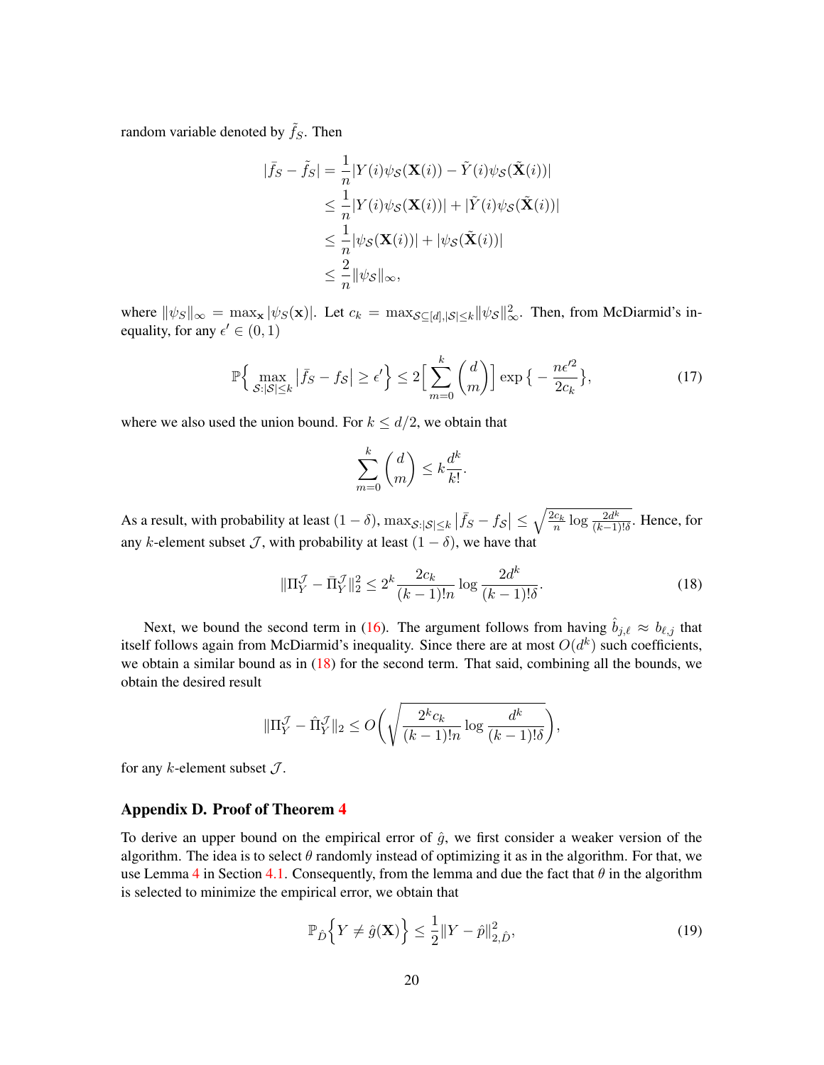random variable denoted by $\tilde{f}_S$. Then

$$
\begin{aligned}
|\bar{f}_S - \tilde{f}_S| &= \frac{1}{n}|Y(i)\psi_{\mathcal{S}}(\mathbf{X}(i)) - \tilde{Y}(i)\psi_{\mathcal{S}}(\tilde{\mathbf{X}}(i))| \\
&\leq \frac{1}{n}|Y(i)\psi_{\mathcal{S}}(\mathbf{X}(i))| + |\tilde{Y}(i)\psi_{\mathcal{S}}(\tilde{\mathbf{X}}(i))| \\
&\leq \frac{1}{n}|\psi_{\mathcal{S}}(\mathbf{X}(i))| + |\psi_{\mathcal{S}}(\tilde{\mathbf{X}}(i))| \\
&\leq \frac{2}{n}\|\psi_{\mathcal{S}}\|_\infty,
\end{aligned}
$$

where $\|\psi_S\|_\infty = \max_{\mathbf{x}} |\psi_S(\mathbf{x})|$. Let $c_k = \max_{\mathcal{S}\subseteq[d], |\mathcal{S}|\leq k} \|\psi_{\mathcal{S}}\|_\infty^2$. Then, from McDiarmid's inequality, for any $\epsilon' \in (0,1)$

$$
\mathbb{P}\Big\{ \max_{\mathcal{S}:|\mathcal{S}|\leq k} \big|\bar{f}_S - f_{\mathcal{S}}\big| \geq \epsilon' \Big\} \leq 2\Big[\sum_{m=0}^{k} \binom{d}{m}\Big] \exp\big\{-\frac{n\epsilon'^2}{2c_k}\big\}, \tag{17}
$$

where we also used the union bound. For $k \leq d/2$, we obtain that

$$
\sum_{m=0}^{k} \binom{d}{m} \leq k\frac{d^k}{k!}.
$$

As a result, with probability at least $(1-\delta)$, $\max_{\mathcal{S}:|\mathcal{S}|\leq k} \big|\bar{f}_S - f_{\mathcal{S}}\big| \leq \sqrt{\frac{2c_k}{n}\log\frac{2d^k}{(k-1)!\delta}}$. Hence, for any $k$-element subset $\mathcal{J}$, with probability at least $(1-\delta)$, we have that

$$
\|\Pi_Y^{\mathcal{J}} - \bar{\Pi}_Y^{\mathcal{J}}\|_2^2 \leq 2^k \frac{2c_k}{(k-1)!n}\log\frac{2d^k}{(k-1)!\delta}. \tag{18}
$$

Next, we bound the second term in (16). The argument follows from having $\hat{b}_{j,\ell} \approx b_{\ell,j}$ that itself follows again from McDiarmid's inequality. Since there are at most $O(d^k)$ such coefficients, we obtain a similar bound as in (18) for the second term. That said, combining all the bounds, we obtain the desired result

$$
\|\Pi_Y^{\mathcal{J}} - \hat{\Pi}_Y^{\mathcal{J}}\|_2 \leq O\bigg(\sqrt{\frac{2^k c_k}{(k-1)!n}\log\frac{d^k}{(k-1)!\delta}}\bigg),
$$

for any $k$-element subset $\mathcal{J}$.

## Appendix D. Proof of Theorem 4

To derive an upper bound on the empirical error of $\hat{g}$, we first consider a weaker version of the algorithm. The idea is to select $\theta$ randomly instead of optimizing it as in the algorithm. For that, we use Lemma 4 in Section 4.1. Consequently, from the lemma and due the fact that $\theta$ in the algorithm is selected to minimize the empirical error, we obtain that

$$
\mathbb{P}_{\hat{D}}\Big\{Y \neq \hat{g}(\mathbf{X})\Big\} \leq \frac{1}{2}\|Y - \hat{p}\|_{2,\hat{D}}^2, \tag{19}
$$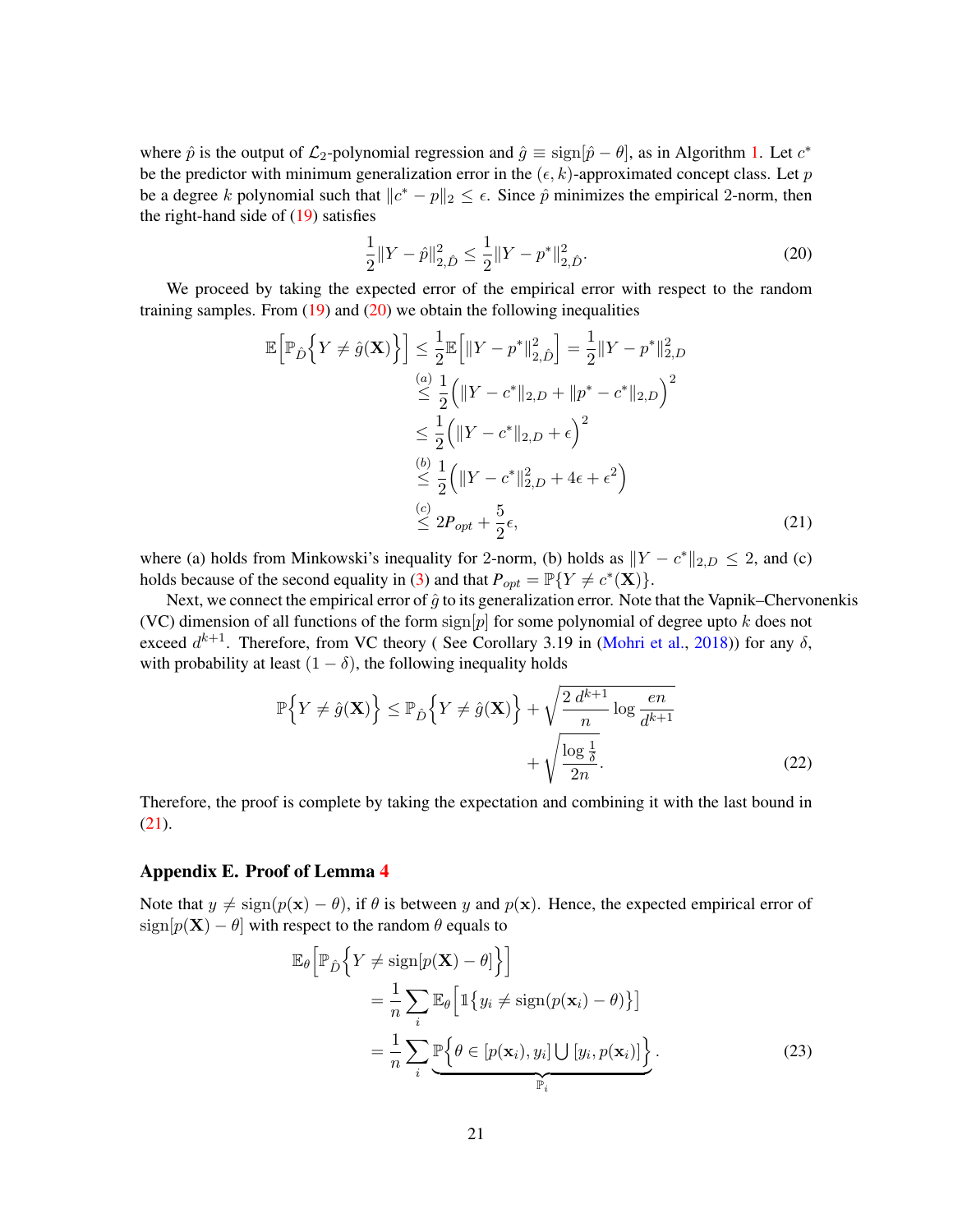where $\hat{p}$ is the output of $\mathcal{L}_2$-polynomial regression and $\hat{g} \equiv \text{sign}[\hat{p} - \theta]$, as in Algorithm 1. Let $c^*$ be the predictor with minimum generalization error in the $(\epsilon, k)$-approximated concept class. Let $p$ be a degree $k$ polynomial such that $\|c^* - p\|_2 \leq \epsilon$. Since $\hat{p}$ minimizes the empirical 2-norm, then the right-hand side of (19) satisfies

$$\frac{1}{2}\|Y - \hat{p}\|_{2,\hat{D}}^2 \leq \frac{1}{2}\|Y - p^*\|_{2,\hat{D}}^2. \tag{20}$$

We proceed by taking the expected error of the empirical error with respect to the random training samples. From (19) and (20) we obtain the following inequalities

$$\begin{aligned}
\mathbb{E}\Big[\mathbb{P}_{\hat{D}}\Big\{Y \neq \hat{g}(\mathbf{X})\Big\}\Big] &\leq \frac{1}{2}\mathbb{E}\Big[\|Y - p^*\|_{2,\hat{D}}^2\Big] = \frac{1}{2}\|Y - p^*\|_{2,D}^2 \\
&\overset{(a)}{\leq} \frac{1}{2}\Big(\|Y - c^*\|_{2,D} + \|p^* - c^*\|_{2,D}\Big)^2 \\
&\leq \frac{1}{2}\Big(\|Y - c^*\|_{2,D} + \epsilon\Big)^2 \\
&\overset{(b)}{\leq} \frac{1}{2}\Big(\|Y - c^*\|_{2,D}^2 + 4\epsilon + \epsilon^2\Big) \\
&\overset{(c)}{\leq} 2P_{opt} + \frac{5}{2}\epsilon,
\end{aligned} \tag{21}$$

where (a) holds from Minkowski's inequality for 2-norm, (b) holds as $\|Y - c^*\|_{2,D} \leq 2$, and (c) holds because of the second equality in (3) and that $P_{opt} = \mathbb{P}\{Y \neq c^*(\mathbf{X})\}$.

Next, we connect the empirical error of $\hat{g}$ to its generalization error. Note that the Vapnik–Chervonenkis (VC) dimension of all functions of the form $\text{sign}[p]$ for some polynomial of degree upto $k$ does not exceed $d^{k+1}$. Therefore, from VC theory ( See Corollary 3.19 in (Mohri et al., 2018)) for any $\delta$, with probability at least $(1 - \delta)$, the following inequality holds

$$\begin{aligned}
\mathbb{P}\Big\{Y \neq \hat{g}(\mathbf{X})\Big\} \leq \mathbb{P}_{\hat{D}}\Big\{Y \neq \hat{g}(\mathbf{X})\Big\} &+ \sqrt{\frac{2\,d^{k+1}}{n}\log\frac{en}{d^{k+1}}} \\
&+ \sqrt{\frac{\log\frac{1}{\delta}}{2n}}.
\end{aligned} \tag{22}$$

Therefore, the proof is complete by taking the expectation and combining it with the last bound in (21).

## Appendix E. Proof of Lemma 4

Note that $y \neq \text{sign}(p(\mathbf{x}) - \theta)$, if $\theta$ is between $y$ and $p(\mathbf{x})$. Hence, the expected empirical error of $\text{sign}[p(\mathbf{X}) - \theta]$ with respect to the random $\theta$ equals to

$$\begin{aligned}
&\mathbb{E}_\theta\Big[\mathbb{P}_{\hat{D}}\Big\{Y \neq \text{sign}[p(\mathbf{X}) - \theta]\Big\}\Big] \\
&\qquad = \frac{1}{n}\sum_i \mathbb{E}_\theta\Big[\mathbb{1}\big\{y_i \neq \text{sign}(p(\mathbf{x}_i) - \theta)\big\}\Big] \\
&\qquad = \frac{1}{n}\sum_i \underbrace{\mathbb{P}\Big\{\theta \in [p(\mathbf{x}_i), y_i] \bigcup [y_i, p(\mathbf{x}_i)]\Big\}}_{\mathbb{P}_i}.
\end{aligned} \tag{23}$$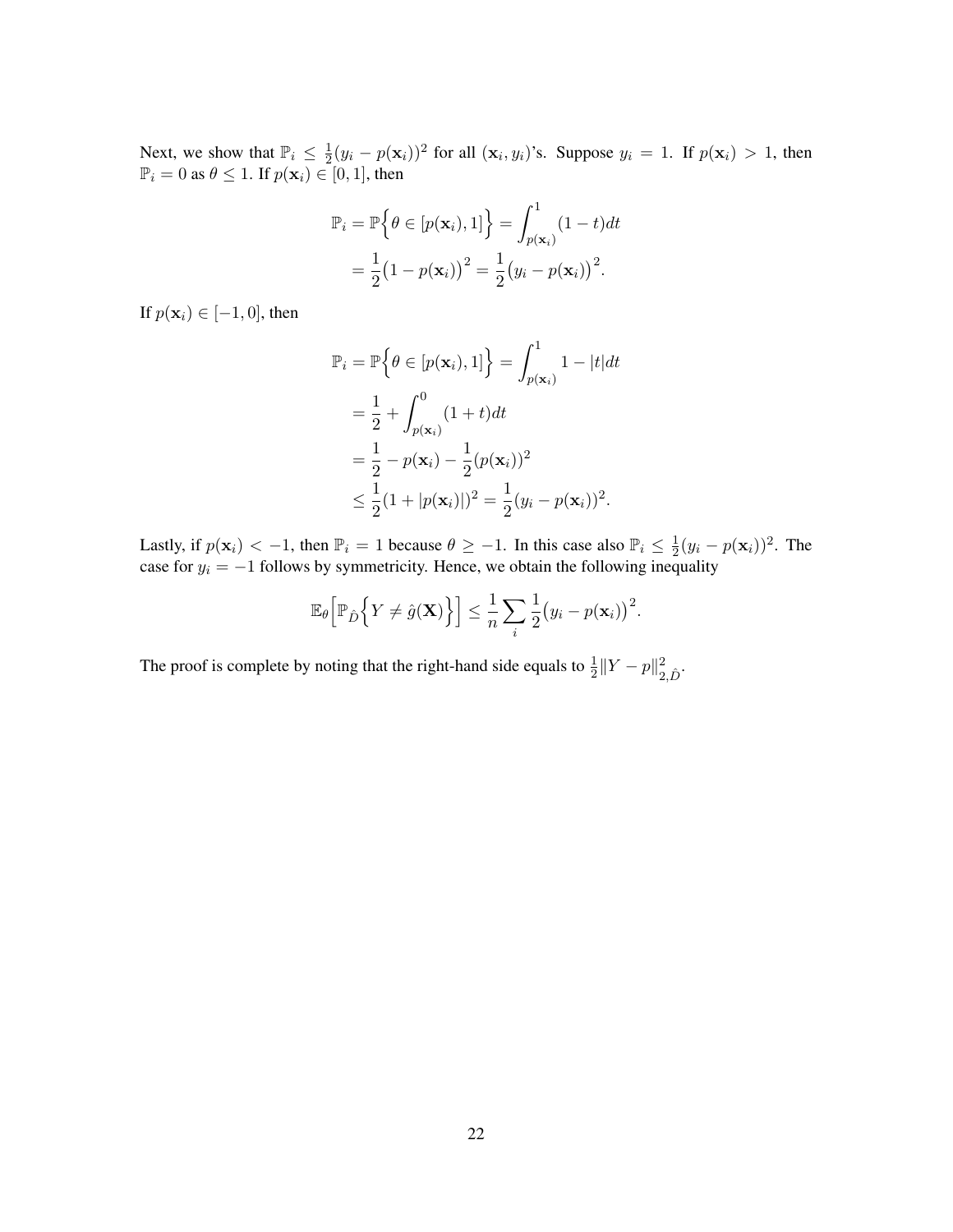Next, we show that $\mathbb{P}_i \leq \frac{1}{2}(y_i - p(\mathbf{x}_i))^2$ for all $(\mathbf{x}_i, y_i)$'s. Suppose $y_i = 1$. If $p(\mathbf{x}_i) > 1$, then $\mathbb{P}_i = 0$ as $\theta \leq 1$. If $p(\mathbf{x}_i) \in [0, 1]$, then

$$
\begin{aligned}
\mathbb{P}_i = \mathbb{P}\Big\{\theta \in [p(\mathbf{x}_i), 1]\Big\} &= \int_{p(\mathbf{x}_i)}^{1} (1-t)dt \\
&= \frac{1}{2}\big(1 - p(\mathbf{x}_i)\big)^2 = \frac{1}{2}\big(y_i - p(\mathbf{x}_i)\big)^2.
\end{aligned}
$$

If $p(\mathbf{x}_i) \in [-1, 0]$, then

$$
\begin{aligned}
\mathbb{P}_i = \mathbb{P}\Big\{\theta \in [p(\mathbf{x}_i), 1]\Big\} &= \int_{p(\mathbf{x}_i)}^{1} 1 - |t| dt \\
&= \frac{1}{2} + \int_{p(\mathbf{x}_i)}^{0} (1+t)dt \\
&= \frac{1}{2} - p(\mathbf{x}_i) - \frac{1}{2}(p(\mathbf{x}_i))^2 \\
&\leq \frac{1}{2}(1 + |p(\mathbf{x}_i)|)^2 = \frac{1}{2}(y_i - p(\mathbf{x}_i))^2.
\end{aligned}
$$

Lastly, if $p(\mathbf{x}_i) < -1$, then $\mathbb{P}_i = 1$ because $\theta \geq -1$. In this case also $\mathbb{P}_i \leq \frac{1}{2}(y_i - p(\mathbf{x}_i))^2$. The case for $y_i = -1$ follows by symmetricity. Hence, we obtain the following inequality

$$
\mathbb{E}_\theta\Big[\mathbb{P}_{\hat{D}}\Big\{Y \neq \hat{g}(\mathbf{X})\Big\}\Big] \leq \frac{1}{n}\sum_i \frac{1}{2}\big(y_i - p(\mathbf{x}_i)\big)^2.
$$

The proof is complete by noting that the right-hand side equals to $\frac{1}{2}\|Y - p\|_{2,\hat{D}}^2$.